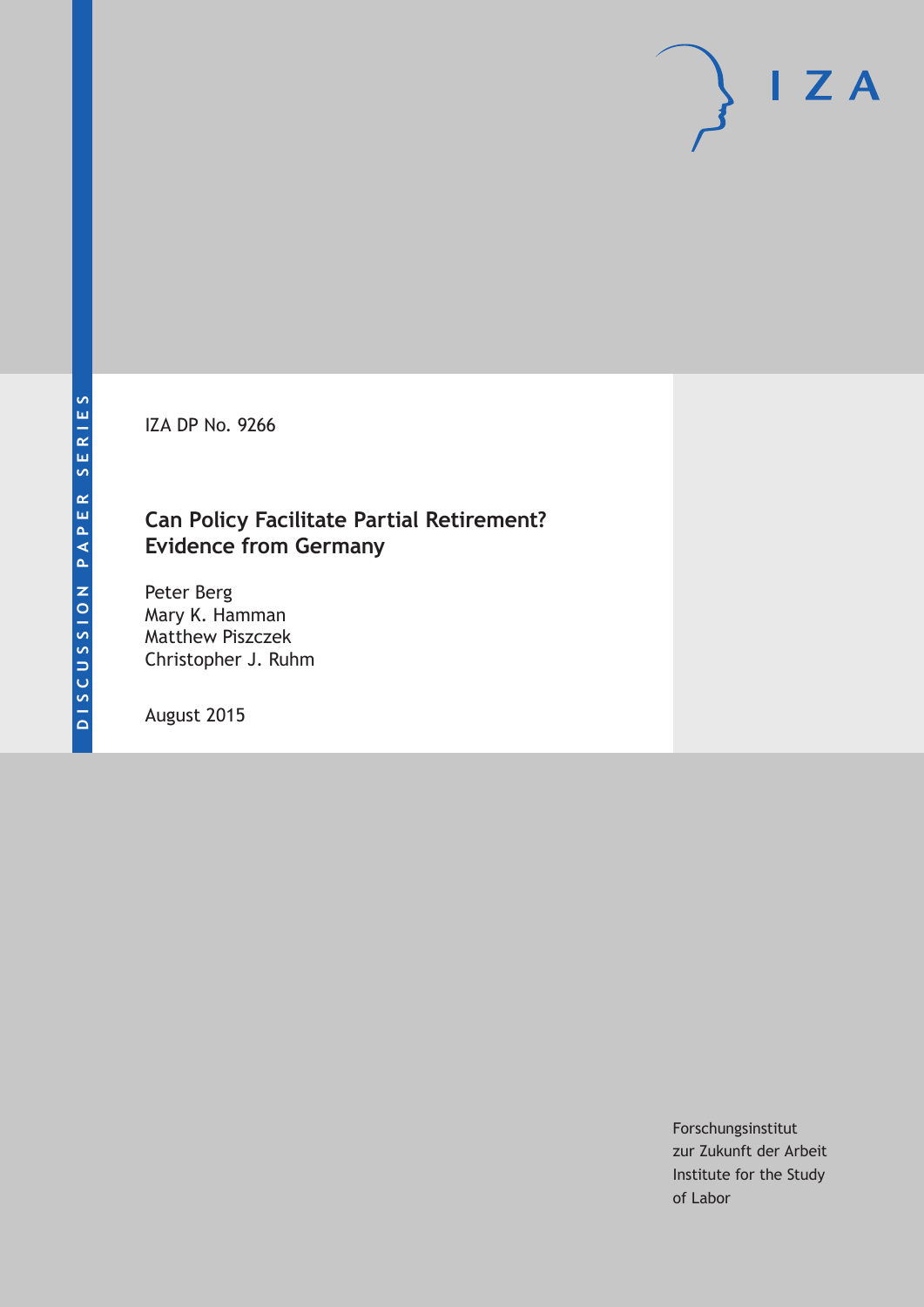DISCUSSION PAPER SERIES

IZA

IZA DP No. 9266

# Can Policy Facilitate Partial Retirement? Evidence from Germany

Peter Berg
Mary K. Hamman
Matthew Piszczek
Christopher J. Ruhm

August 2015

Forschungsinstitut
zur Zukunft der Arbeit
Institute for the Study
of Labor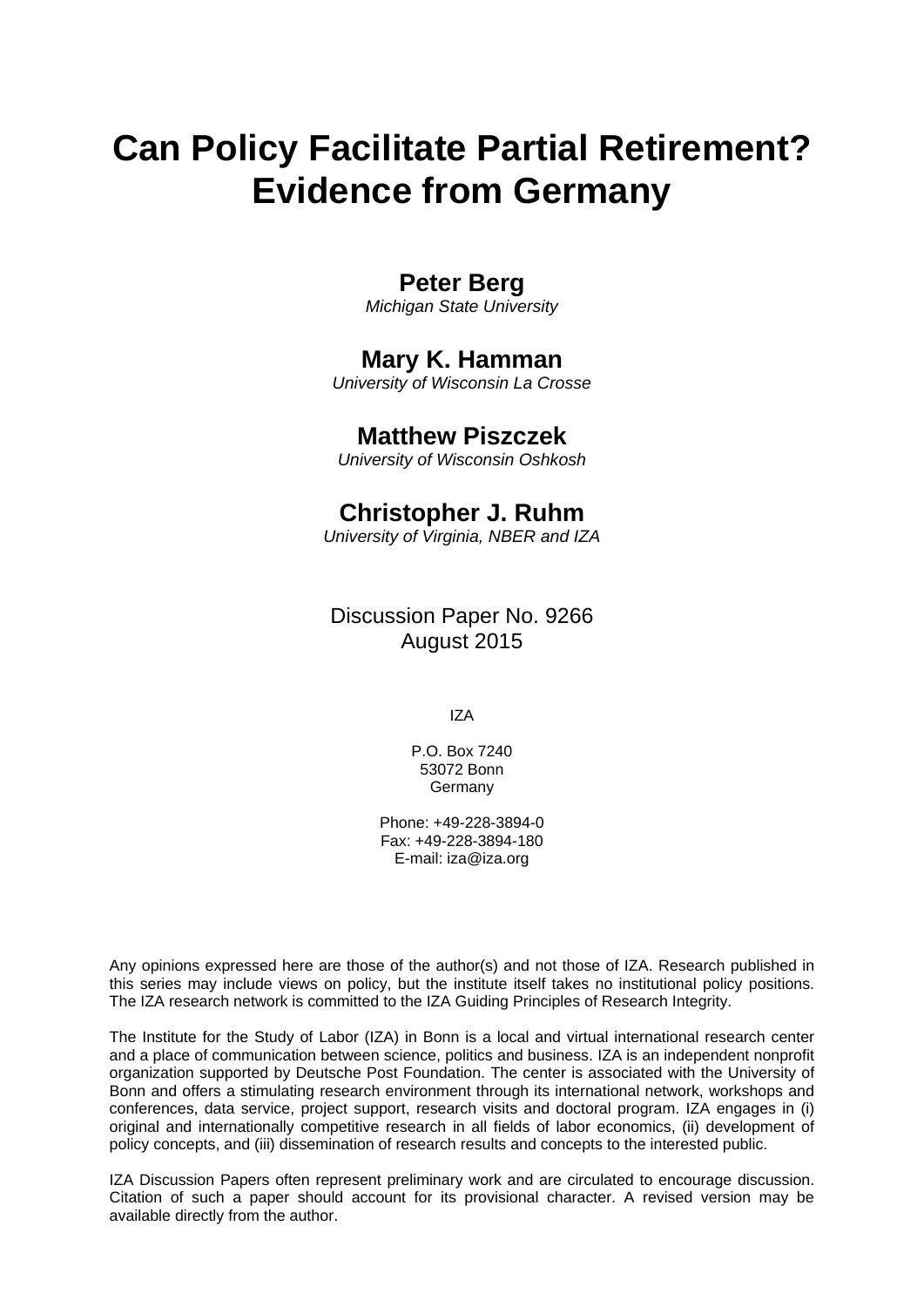# Can Policy Facilitate Partial Retirement? Evidence from Germany

**Peter Berg**
*Michigan State University*

**Mary K. Hamman**
*University of Wisconsin La Crosse*

**Matthew Piszczek**
*University of Wisconsin Oshkosh*

**Christopher J. Ruhm**
*University of Virginia, NBER and IZA*

Discussion Paper No. 9266
August 2015

IZA

P.O. Box 7240
53072 Bonn
Germany

Phone: +49-228-3894-0
Fax: +49-228-3894-180
E-mail: iza@iza.org

Any opinions expressed here are those of the author(s) and not those of IZA. Research published in this series may include views on policy, but the institute itself takes no institutional policy positions. The IZA research network is committed to the IZA Guiding Principles of Research Integrity.

The Institute for the Study of Labor (IZA) in Bonn is a local and virtual international research center and a place of communication between science, politics and business. IZA is an independent nonprofit organization supported by Deutsche Post Foundation. The center is associated with the University of Bonn and offers a stimulating research environment through its international network, workshops and conferences, data service, project support, research visits and doctoral program. IZA engages in (i) original and internationally competitive research in all fields of labor economics, (ii) development of policy concepts, and (iii) dissemination of research results and concepts to the interested public.

IZA Discussion Papers often represent preliminary work and are circulated to encourage discussion. Citation of such a paper should account for its provisional character. A revised version may be available directly from the author.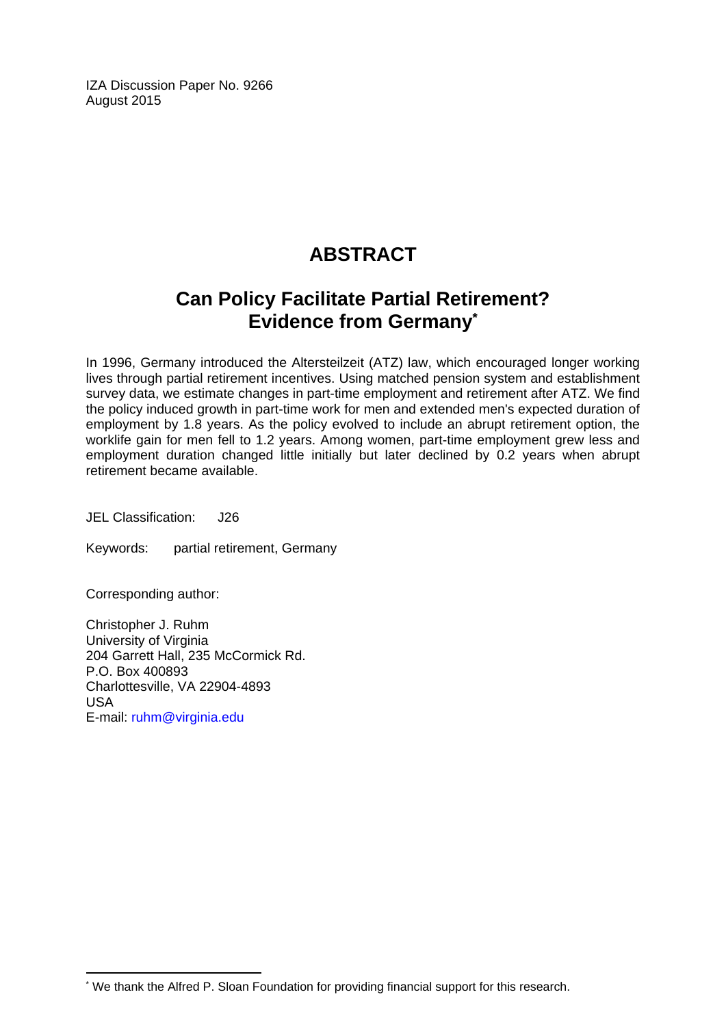IZA Discussion Paper No. 9266
August 2015

# ABSTRACT

## Can Policy Facilitate Partial Retirement? Evidence from Germany*

In 1996, Germany introduced the Altersteilzeit (ATZ) law, which encouraged longer working lives through partial retirement incentives. Using matched pension system and establishment survey data, we estimate changes in part-time employment and retirement after ATZ. We find the policy induced growth in part-time work for men and extended men's expected duration of employment by 1.8 years. As the policy evolved to include an abrupt retirement option, the worklife gain for men fell to 1.2 years. Among women, part-time employment grew less and employment duration changed little initially but later declined by 0.2 years when abrupt retirement became available.

JEL Classification: J26

Keywords: partial retirement, Germany

Corresponding author:

Christopher J. Ruhm
University of Virginia
204 Garrett Hall, 235 McCormick Rd.
P.O. Box 400893
Charlottesville, VA 22904-4893
USA
E-mail: ruhm@virginia.edu

---

* We thank the Alfred P. Sloan Foundation for providing financial support for this research.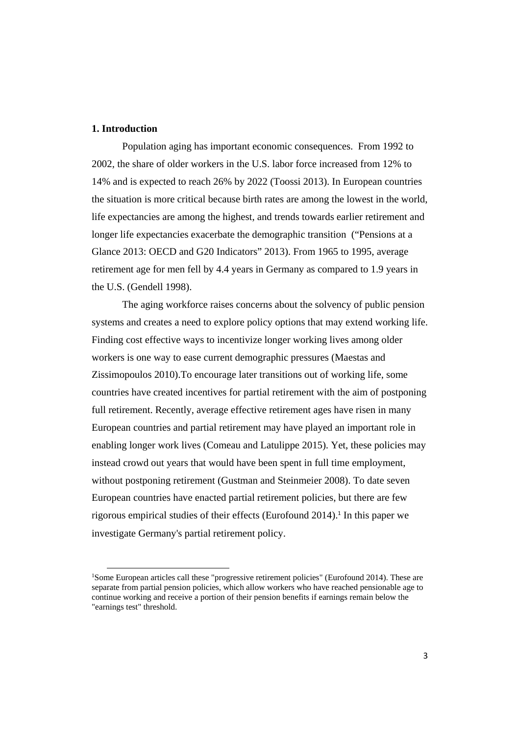## 1. Introduction

Population aging has important economic consequences. From 1992 to 2002, the share of older workers in the U.S. labor force increased from 12% to 14% and is expected to reach 26% by 2022 (Toossi 2013). In European countries the situation is more critical because birth rates are among the lowest in the world, life expectancies are among the highest, and trends towards earlier retirement and longer life expectancies exacerbate the demographic transition ("Pensions at a Glance 2013: OECD and G20 Indicators" 2013). From 1965 to 1995, average retirement age for men fell by 4.4 years in Germany as compared to 1.9 years in the U.S. (Gendell 1998).

The aging workforce raises concerns about the solvency of public pension systems and creates a need to explore policy options that may extend working life. Finding cost effective ways to incentivize longer working lives among older workers is one way to ease current demographic pressures (Maestas and Zissimopoulos 2010).To encourage later transitions out of working life, some countries have created incentives for partial retirement with the aim of postponing full retirement. Recently, average effective retirement ages have risen in many European countries and partial retirement may have played an important role in enabling longer work lives (Comeau and Latulippe 2015). Yet, these policies may instead crowd out years that would have been spent in full time employment, without postponing retirement (Gustman and Steinmeier 2008). To date seven European countries have enacted partial retirement policies, but there are few rigorous empirical studies of their effects (Eurofound 2014).[1] In this paper we investigate Germany's partial retirement policy.

[1]Some European articles call these "progressive retirement policies" (Eurofound 2014). These are separate from partial pension policies, which allow workers who have reached pensionable age to continue working and receive a portion of their pension benefits if earnings remain below the "earnings test" threshold.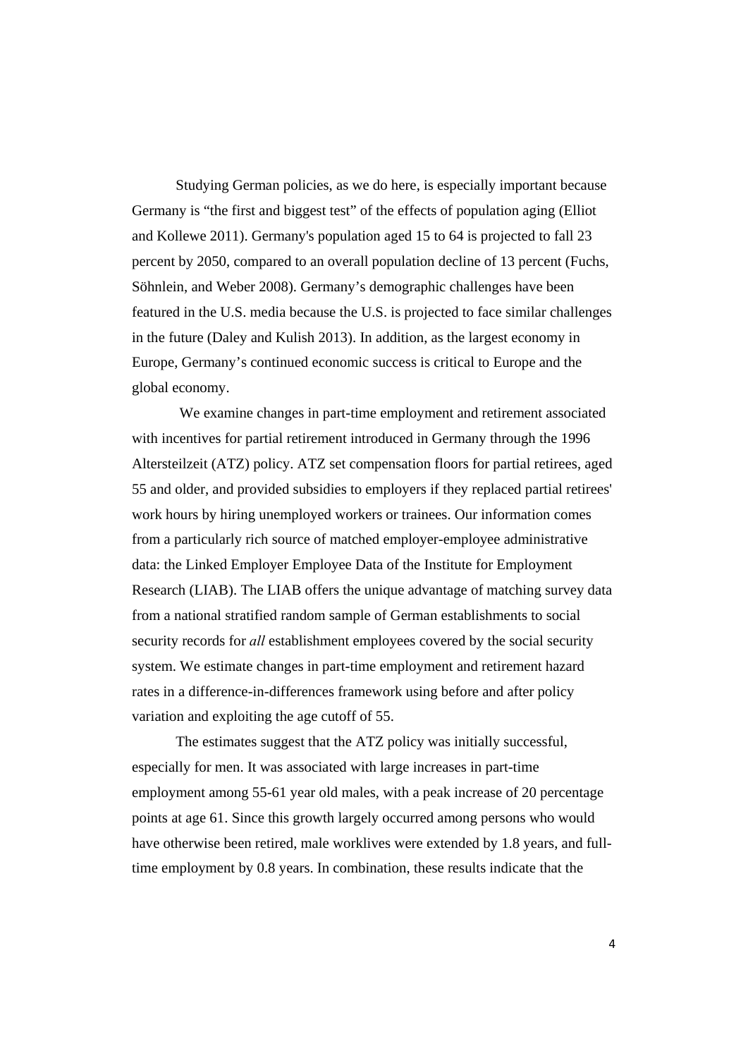Studying German policies, as we do here, is especially important because Germany is "the first and biggest test" of the effects of population aging (Elliot and Kollewe 2011). Germany's population aged 15 to 64 is projected to fall 23 percent by 2050, compared to an overall population decline of 13 percent (Fuchs, Söhnlein, and Weber 2008). Germany's demographic challenges have been featured in the U.S. media because the U.S. is projected to face similar challenges in the future (Daley and Kulish 2013). In addition, as the largest economy in Europe, Germany's continued economic success is critical to Europe and the global economy.

We examine changes in part-time employment and retirement associated with incentives for partial retirement introduced in Germany through the 1996 Altersteilzeit (ATZ) policy. ATZ set compensation floors for partial retirees, aged 55 and older, and provided subsidies to employers if they replaced partial retirees' work hours by hiring unemployed workers or trainees. Our information comes from a particularly rich source of matched employer-employee administrative data: the Linked Employer Employee Data of the Institute for Employment Research (LIAB). The LIAB offers the unique advantage of matching survey data from a national stratified random sample of German establishments to social security records for *all* establishment employees covered by the social security system. We estimate changes in part-time employment and retirement hazard rates in a difference-in-differences framework using before and after policy variation and exploiting the age cutoff of 55.

The estimates suggest that the ATZ policy was initially successful, especially for men. It was associated with large increases in part-time employment among 55-61 year old males, with a peak increase of 20 percentage points at age 61. Since this growth largely occurred among persons who would have otherwise been retired, male worklives were extended by 1.8 years, and full-time employment by 0.8 years. In combination, these results indicate that the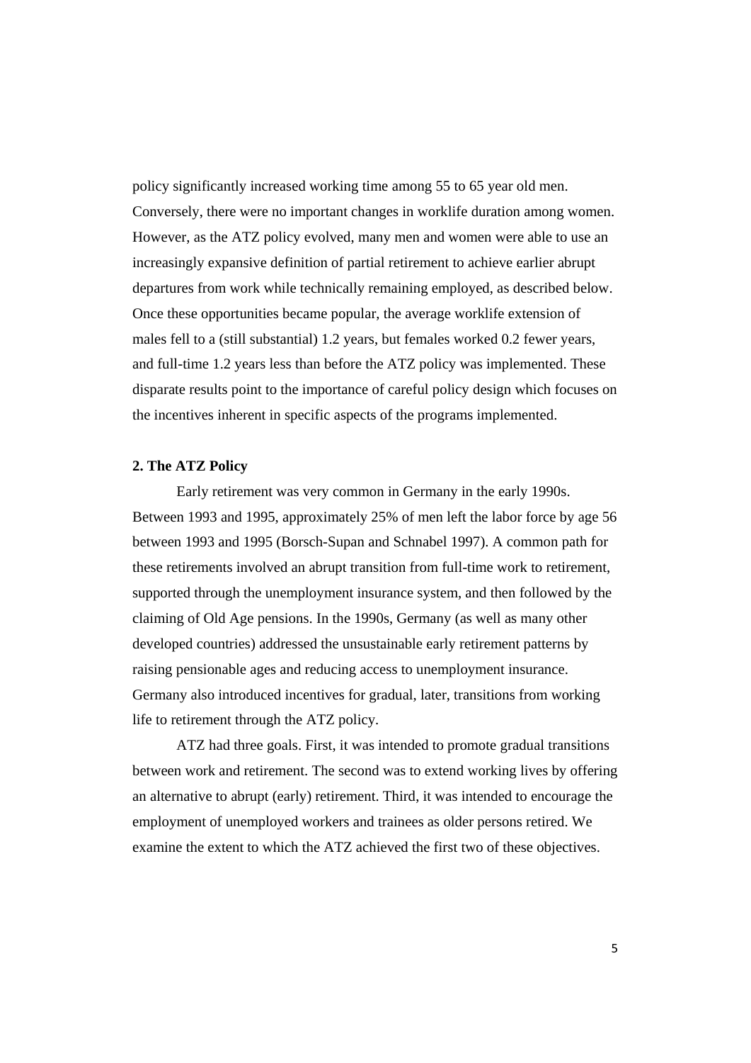policy significantly increased working time among 55 to 65 year old men. Conversely, there were no important changes in worklife duration among women. However, as the ATZ policy evolved, many men and women were able to use an increasingly expansive definition of partial retirement to achieve earlier abrupt departures from work while technically remaining employed, as described below. Once these opportunities became popular, the average worklife extension of males fell to a (still substantial) 1.2 years, but females worked 0.2 fewer years, and full-time 1.2 years less than before the ATZ policy was implemented. These disparate results point to the importance of careful policy design which focuses on the incentives inherent in specific aspects of the programs implemented.

## 2. The ATZ Policy

Early retirement was very common in Germany in the early 1990s. Between 1993 and 1995, approximately 25% of men left the labor force by age 56 between 1993 and 1995 (Borsch-Supan and Schnabel 1997). A common path for these retirements involved an abrupt transition from full-time work to retirement, supported through the unemployment insurance system, and then followed by the claiming of Old Age pensions. In the 1990s, Germany (as well as many other developed countries) addressed the unsustainable early retirement patterns by raising pensionable ages and reducing access to unemployment insurance. Germany also introduced incentives for gradual, later, transitions from working life to retirement through the ATZ policy.

ATZ had three goals. First, it was intended to promote gradual transitions between work and retirement. The second was to extend working lives by offering an alternative to abrupt (early) retirement. Third, it was intended to encourage the employment of unemployed workers and trainees as older persons retired. We examine the extent to which the ATZ achieved the first two of these objectives.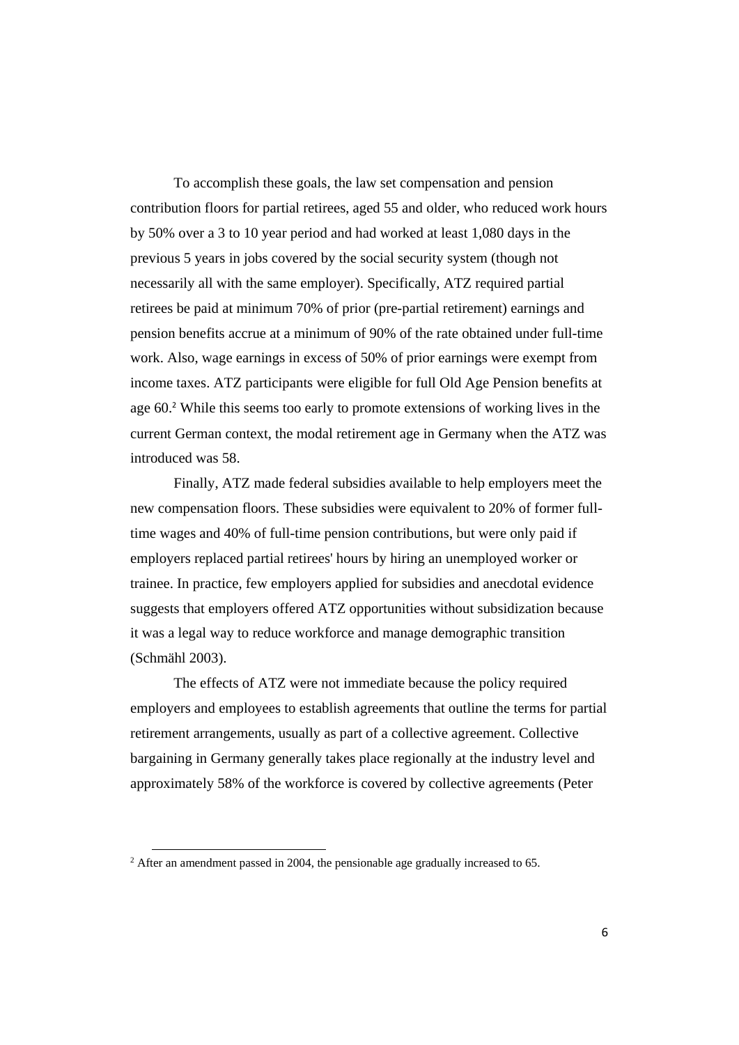To accomplish these goals, the law set compensation and pension contribution floors for partial retirees, aged 55 and older, who reduced work hours by 50% over a 3 to 10 year period and had worked at least 1,080 days in the previous 5 years in jobs covered by the social security system (though not necessarily all with the same employer). Specifically, ATZ required partial retirees be paid at minimum 70% of prior (pre-partial retirement) earnings and pension benefits accrue at a minimum of 90% of the rate obtained under full-time work. Also, wage earnings in excess of 50% of prior earnings were exempt from income taxes. ATZ participants were eligible for full Old Age Pension benefits at age 60.[2] While this seems too early to promote extensions of working lives in the current German context, the modal retirement age in Germany when the ATZ was introduced was 58.

Finally, ATZ made federal subsidies available to help employers meet the new compensation floors. These subsidies were equivalent to 20% of former full-time wages and 40% of full-time pension contributions, but were only paid if employers replaced partial retirees' hours by hiring an unemployed worker or trainee. In practice, few employers applied for subsidies and anecdotal evidence suggests that employers offered ATZ opportunities without subsidization because it was a legal way to reduce workforce and manage demographic transition (Schmähl 2003).

The effects of ATZ were not immediate because the policy required employers and employees to establish agreements that outline the terms for partial retirement arrangements, usually as part of a collective agreement. Collective bargaining in Germany generally takes place regionally at the industry level and approximately 58% of the workforce is covered by collective agreements (Peter

[2] After an amendment passed in 2004, the pensionable age gradually increased to 65.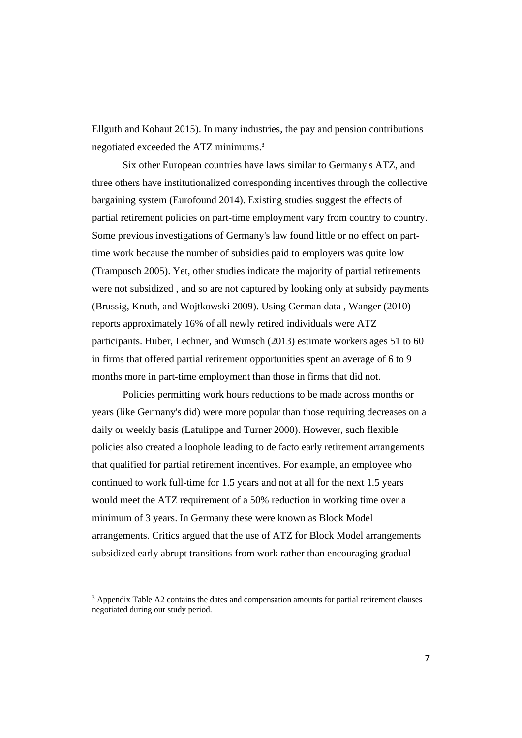Ellguth and Kohaut 2015). In many industries, the pay and pension contributions negotiated exceeded the ATZ minimums.[3]

Six other European countries have laws similar to Germany's ATZ, and three others have institutionalized corresponding incentives through the collective bargaining system (Eurofound 2014). Existing studies suggest the effects of partial retirement policies on part-time employment vary from country to country. Some previous investigations of Germany's law found little or no effect on part-time work because the number of subsidies paid to employers was quite low (Trampusch 2005). Yet, other studies indicate the majority of partial retirements were not subsidized , and so are not captured by looking only at subsidy payments (Brussig, Knuth, and Wojtkowski 2009). Using German data , Wanger (2010) reports approximately 16% of all newly retired individuals were ATZ participants. Huber, Lechner, and Wunsch (2013) estimate workers ages 51 to 60 in firms that offered partial retirement opportunities spent an average of 6 to 9 months more in part-time employment than those in firms that did not.

Policies permitting work hours reductions to be made across months or years (like Germany's did) were more popular than those requiring decreases on a daily or weekly basis (Latulippe and Turner 2000). However, such flexible policies also created a loophole leading to de facto early retirement arrangements that qualified for partial retirement incentives. For example, an employee who continued to work full-time for 1.5 years and not at all for the next 1.5 years would meet the ATZ requirement of a 50% reduction in working time over a minimum of 3 years. In Germany these were known as Block Model arrangements. Critics argued that the use of ATZ for Block Model arrangements subsidized early abrupt transitions from work rather than encouraging gradual

[3] Appendix Table A2 contains the dates and compensation amounts for partial retirement clauses negotiated during our study period.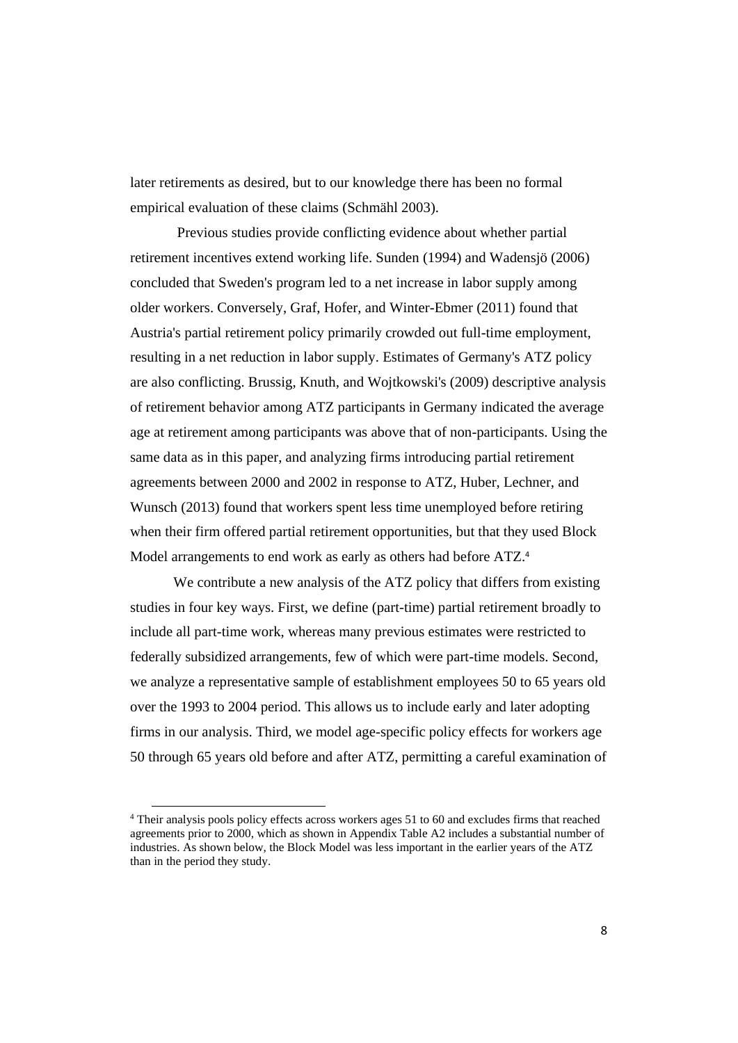later retirements as desired, but to our knowledge there has been no formal empirical evaluation of these claims (Schmähl 2003).

Previous studies provide conflicting evidence about whether partial retirement incentives extend working life. Sunden (1994) and Wadensjö (2006) concluded that Sweden's program led to a net increase in labor supply among older workers. Conversely, Graf, Hofer, and Winter-Ebmer (2011) found that Austria's partial retirement policy primarily crowded out full-time employment, resulting in a net reduction in labor supply. Estimates of Germany's ATZ policy are also conflicting. Brussig, Knuth, and Wojtkowski's (2009) descriptive analysis of retirement behavior among ATZ participants in Germany indicated the average age at retirement among participants was above that of non-participants. Using the same data as in this paper, and analyzing firms introducing partial retirement agreements between 2000 and 2002 in response to ATZ, Huber, Lechner, and Wunsch (2013) found that workers spent less time unemployed before retiring when their firm offered partial retirement opportunities, but that they used Block Model arrangements to end work as early as others had before ATZ.[4]

We contribute a new analysis of the ATZ policy that differs from existing studies in four key ways. First, we define (part-time) partial retirement broadly to include all part-time work, whereas many previous estimates were restricted to federally subsidized arrangements, few of which were part-time models. Second, we analyze a representative sample of establishment employees 50 to 65 years old over the 1993 to 2004 period. This allows us to include early and later adopting firms in our analysis. Third, we model age-specific policy effects for workers age 50 through 65 years old before and after ATZ, permitting a careful examination of

[4] Their analysis pools policy effects across workers ages 51 to 60 and excludes firms that reached agreements prior to 2000, which as shown in Appendix Table A2 includes a substantial number of industries. As shown below, the Block Model was less important in the earlier years of the ATZ than in the period they study.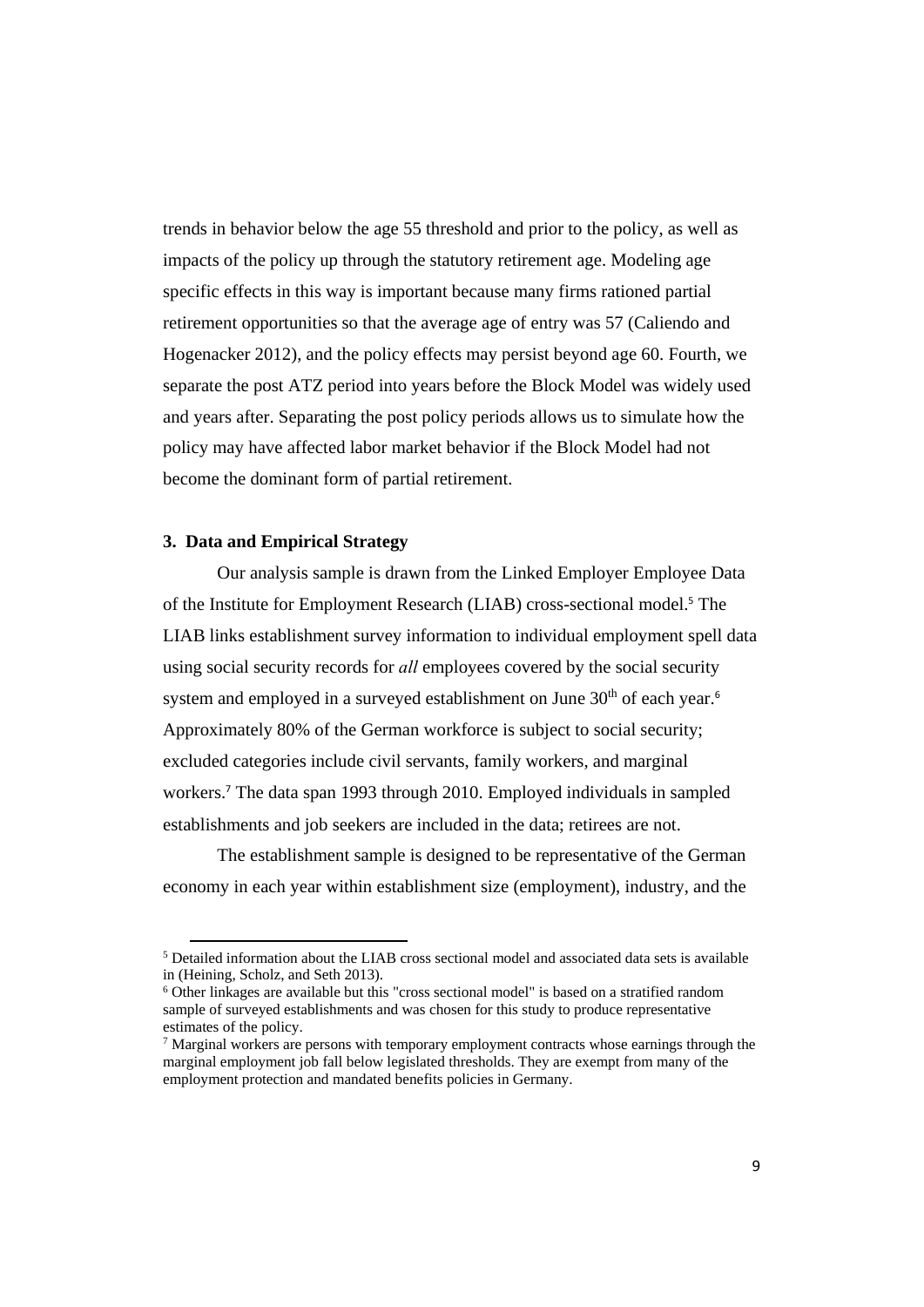trends in behavior below the age 55 threshold and prior to the policy, as well as impacts of the policy up through the statutory retirement age. Modeling age specific effects in this way is important because many firms rationed partial retirement opportunities so that the average age of entry was 57 (Caliendo and Hogenacker 2012), and the policy effects may persist beyond age 60. Fourth, we separate the post ATZ period into years before the Block Model was widely used and years after. Separating the post policy periods allows us to simulate how the policy may have affected labor market behavior if the Block Model had not become the dominant form of partial retirement.

## 3. Data and Empirical Strategy

Our analysis sample is drawn from the Linked Employer Employee Data of the Institute for Employment Research (LIAB) cross-sectional model.[5] The LIAB links establishment survey information to individual employment spell data using social security records for *all* employees covered by the social security system and employed in a surveyed establishment on June 30$^{th}$ of each year.[6] Approximately 80% of the German workforce is subject to social security; excluded categories include civil servants, family workers, and marginal workers.[7] The data span 1993 through 2010. Employed individuals in sampled establishments and job seekers are included in the data; retirees are not.

The establishment sample is designed to be representative of the German economy in each year within establishment size (employment), industry, and the

---

[5] Detailed information about the LIAB cross sectional model and associated data sets is available in (Heining, Scholz, and Seth 2013).

[6] Other linkages are available but this "cross sectional model" is based on a stratified random sample of surveyed establishments and was chosen for this study to produce representative estimates of the policy.

[7] Marginal workers are persons with temporary employment contracts whose earnings through the marginal employment job fall below legislated thresholds. They are exempt from many of the employment protection and mandated benefits policies in Germany.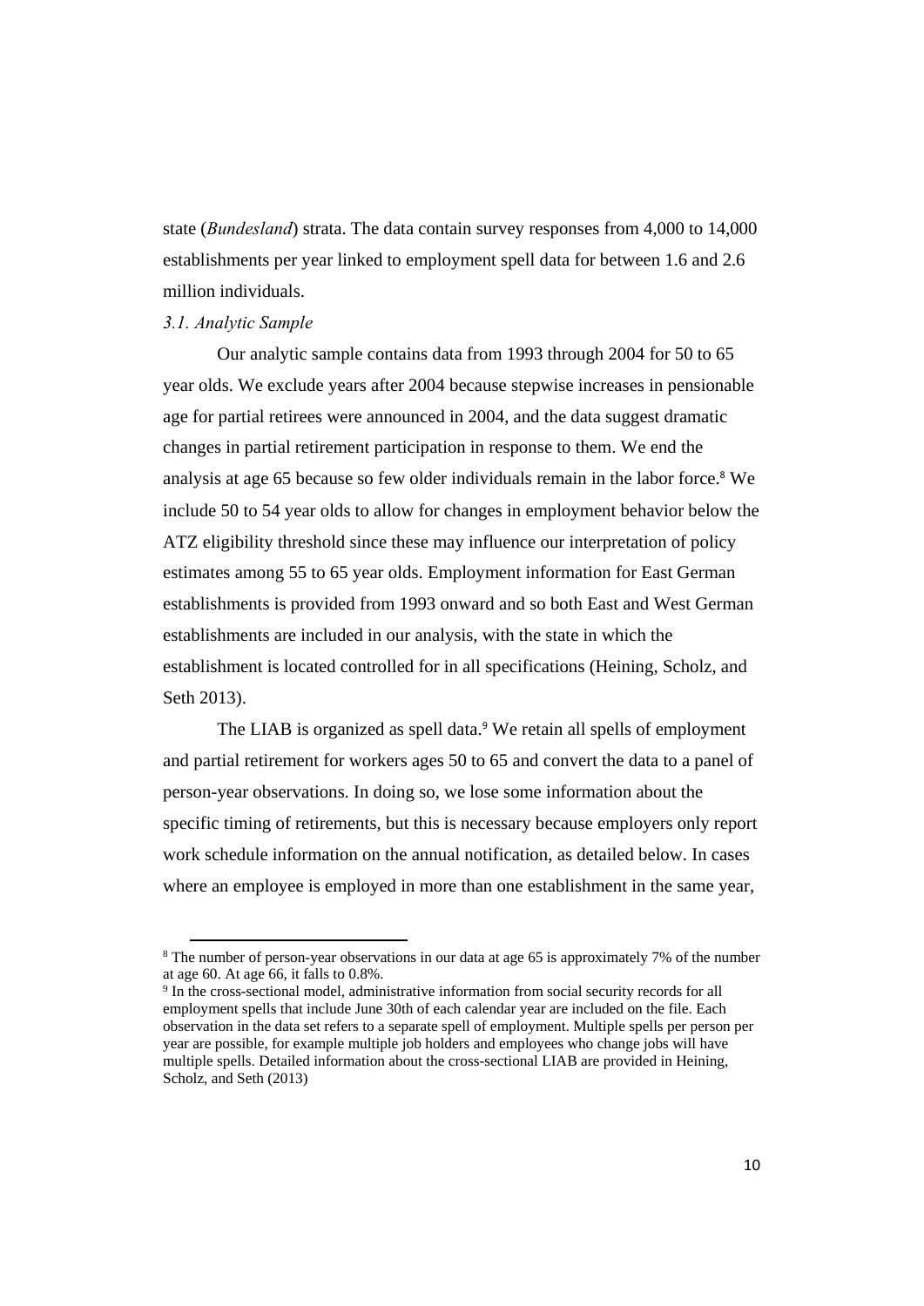state (*Bundesland*) strata. The data contain survey responses from 4,000 to 14,000 establishments per year linked to employment spell data for between 1.6 and 2.6 million individuals.

### *3.1. Analytic Sample*

Our analytic sample contains data from 1993 through 2004 for 50 to 65 year olds. We exclude years after 2004 because stepwise increases in pensionable age for partial retirees were announced in 2004, and the data suggest dramatic changes in partial retirement participation in response to them. We end the analysis at age 65 because so few older individuals remain in the labor force.[8] We include 50 to 54 year olds to allow for changes in employment behavior below the ATZ eligibility threshold since these may influence our interpretation of policy estimates among 55 to 65 year olds. Employment information for East German establishments is provided from 1993 onward and so both East and West German establishments are included in our analysis, with the state in which the establishment is located controlled for in all specifications (Heining, Scholz, and Seth 2013).

The LIAB is organized as spell data.[9] We retain all spells of employment and partial retirement for workers ages 50 to 65 and convert the data to a panel of person-year observations. In doing so, we lose some information about the specific timing of retirements, but this is necessary because employers only report work schedule information on the annual notification, as detailed below. In cases where an employee is employed in more than one establishment in the same year,

---

[8] The number of person-year observations in our data at age 65 is approximately 7% of the number at age 60. At age 66, it falls to 0.8%.

[9] In the cross-sectional model, administrative information from social security records for all employment spells that include June 30th of each calendar year are included on the file. Each observation in the data set refers to a separate spell of employment. Multiple spells per person per year are possible, for example multiple job holders and employees who change jobs will have multiple spells. Detailed information about the cross-sectional LIAB are provided in Heining, Scholz, and Seth (2013)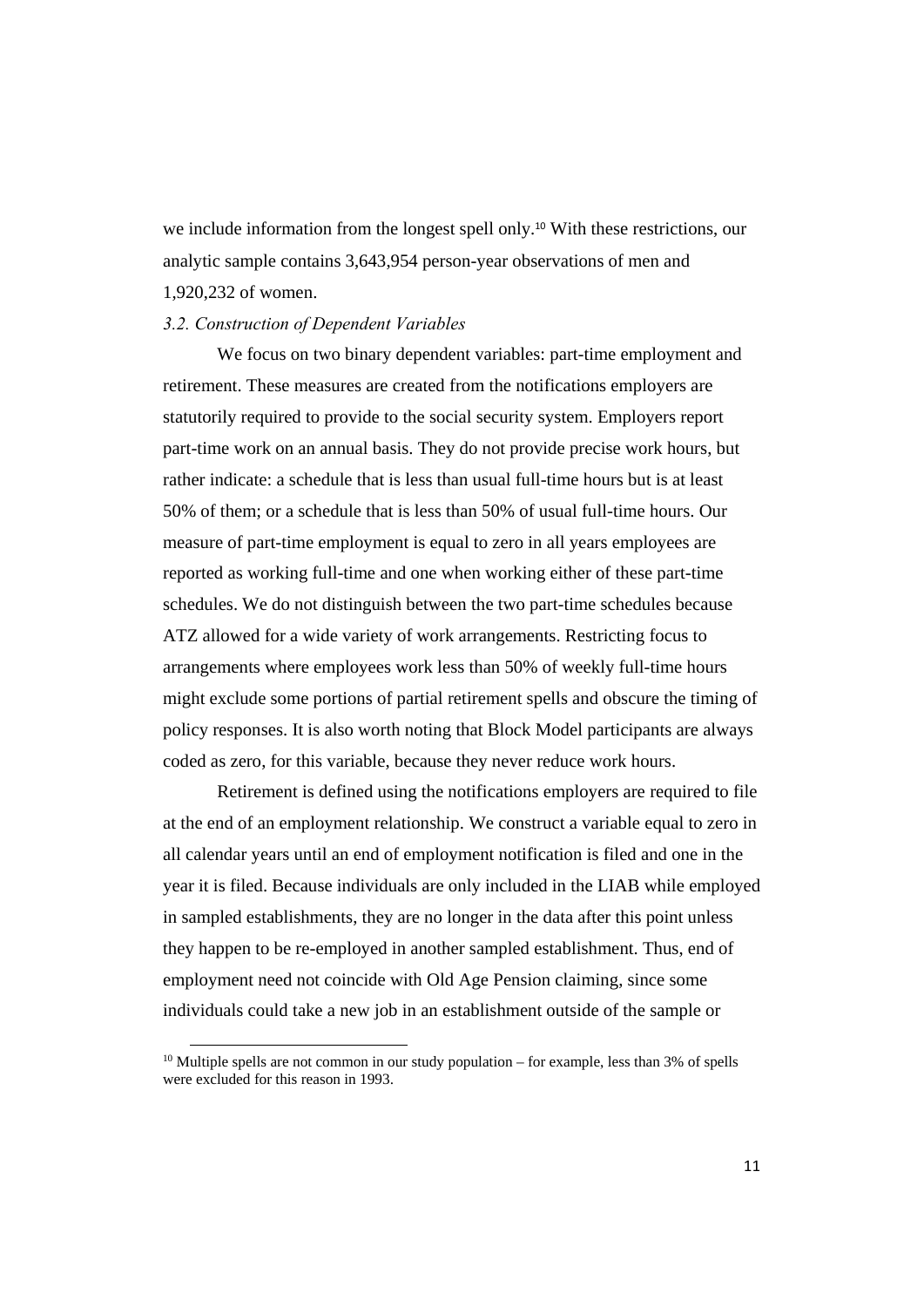we include information from the longest spell only.[10] With these restrictions, our analytic sample contains 3,643,954 person-year observations of men and 1,920,232 of women.

### *3.2. Construction of Dependent Variables*

We focus on two binary dependent variables: part-time employment and retirement. These measures are created from the notifications employers are statutorily required to provide to the social security system. Employers report part-time work on an annual basis. They do not provide precise work hours, but rather indicate: a schedule that is less than usual full-time hours but is at least 50% of them; or a schedule that is less than 50% of usual full-time hours. Our measure of part-time employment is equal to zero in all years employees are reported as working full-time and one when working either of these part-time schedules. We do not distinguish between the two part-time schedules because ATZ allowed for a wide variety of work arrangements. Restricting focus to arrangements where employees work less than 50% of weekly full-time hours might exclude some portions of partial retirement spells and obscure the timing of policy responses. It is also worth noting that Block Model participants are always coded as zero, for this variable, because they never reduce work hours.

Retirement is defined using the notifications employers are required to file at the end of an employment relationship. We construct a variable equal to zero in all calendar years until an end of employment notification is filed and one in the year it is filed. Because individuals are only included in the LIAB while employed in sampled establishments, they are no longer in the data after this point unless they happen to be re-employed in another sampled establishment. Thus, end of employment need not coincide with Old Age Pension claiming, since some individuals could take a new job in an establishment outside of the sample or

[10] Multiple spells are not common in our study population – for example, less than 3% of spells were excluded for this reason in 1993.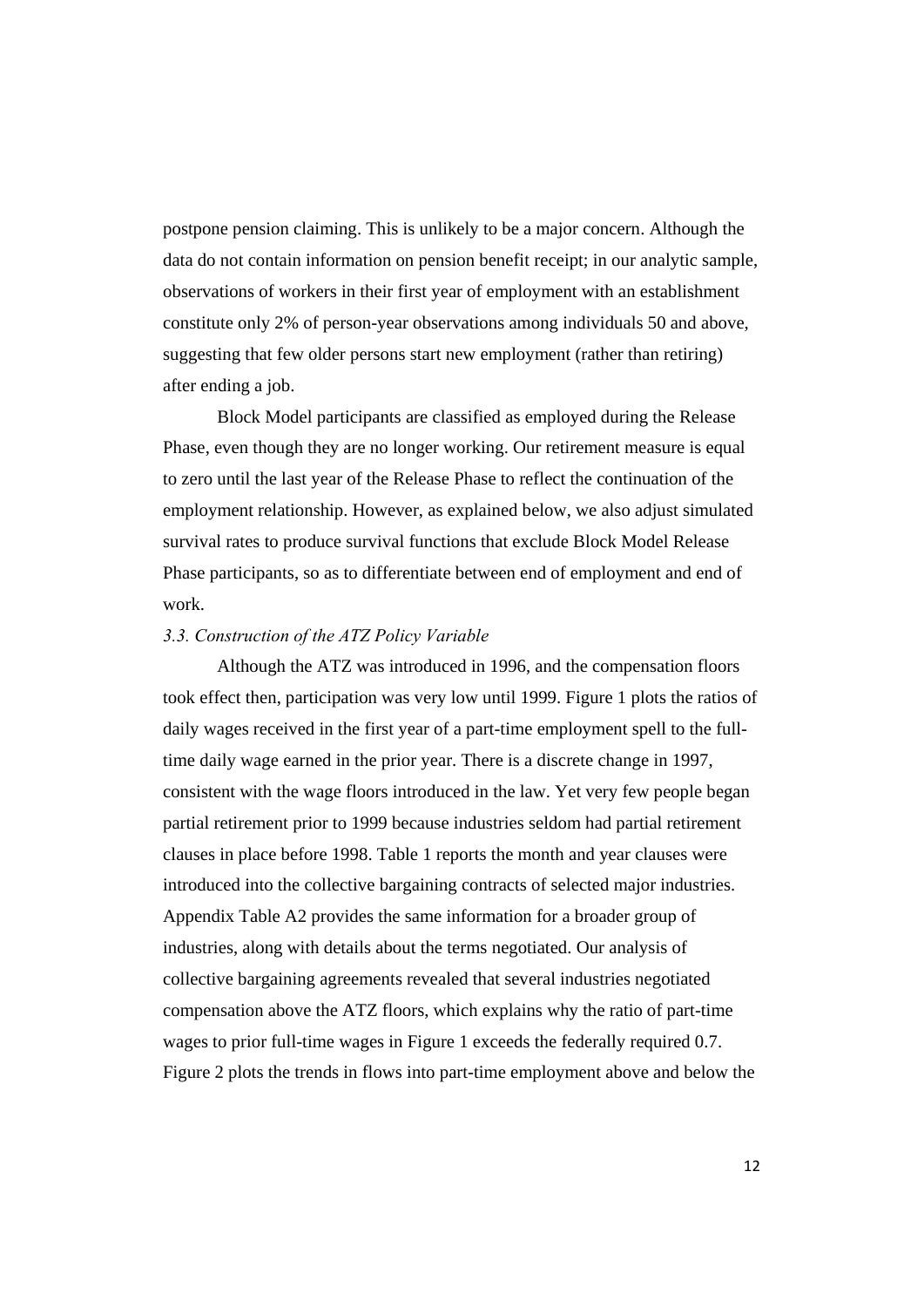postpone pension claiming. This is unlikely to be a major concern. Although the data do not contain information on pension benefit receipt; in our analytic sample, observations of workers in their first year of employment with an establishment constitute only 2% of person-year observations among individuals 50 and above, suggesting that few older persons start new employment (rather than retiring) after ending a job.

Block Model participants are classified as employed during the Release Phase, even though they are no longer working. Our retirement measure is equal to zero until the last year of the Release Phase to reflect the continuation of the employment relationship. However, as explained below, we also adjust simulated survival rates to produce survival functions that exclude Block Model Release Phase participants, so as to differentiate between end of employment and end of work.

### *3.3. Construction of the ATZ Policy Variable*

Although the ATZ was introduced in 1996, and the compensation floors took effect then, participation was very low until 1999. Figure 1 plots the ratios of daily wages received in the first year of a part-time employment spell to the full-time daily wage earned in the prior year. There is a discrete change in 1997, consistent with the wage floors introduced in the law. Yet very few people began partial retirement prior to 1999 because industries seldom had partial retirement clauses in place before 1998. Table 1 reports the month and year clauses were introduced into the collective bargaining contracts of selected major industries. Appendix Table A2 provides the same information for a broader group of industries, along with details about the terms negotiated. Our analysis of collective bargaining agreements revealed that several industries negotiated compensation above the ATZ floors, which explains why the ratio of part-time wages to prior full-time wages in Figure 1 exceeds the federally required 0.7. Figure 2 plots the trends in flows into part-time employment above and below the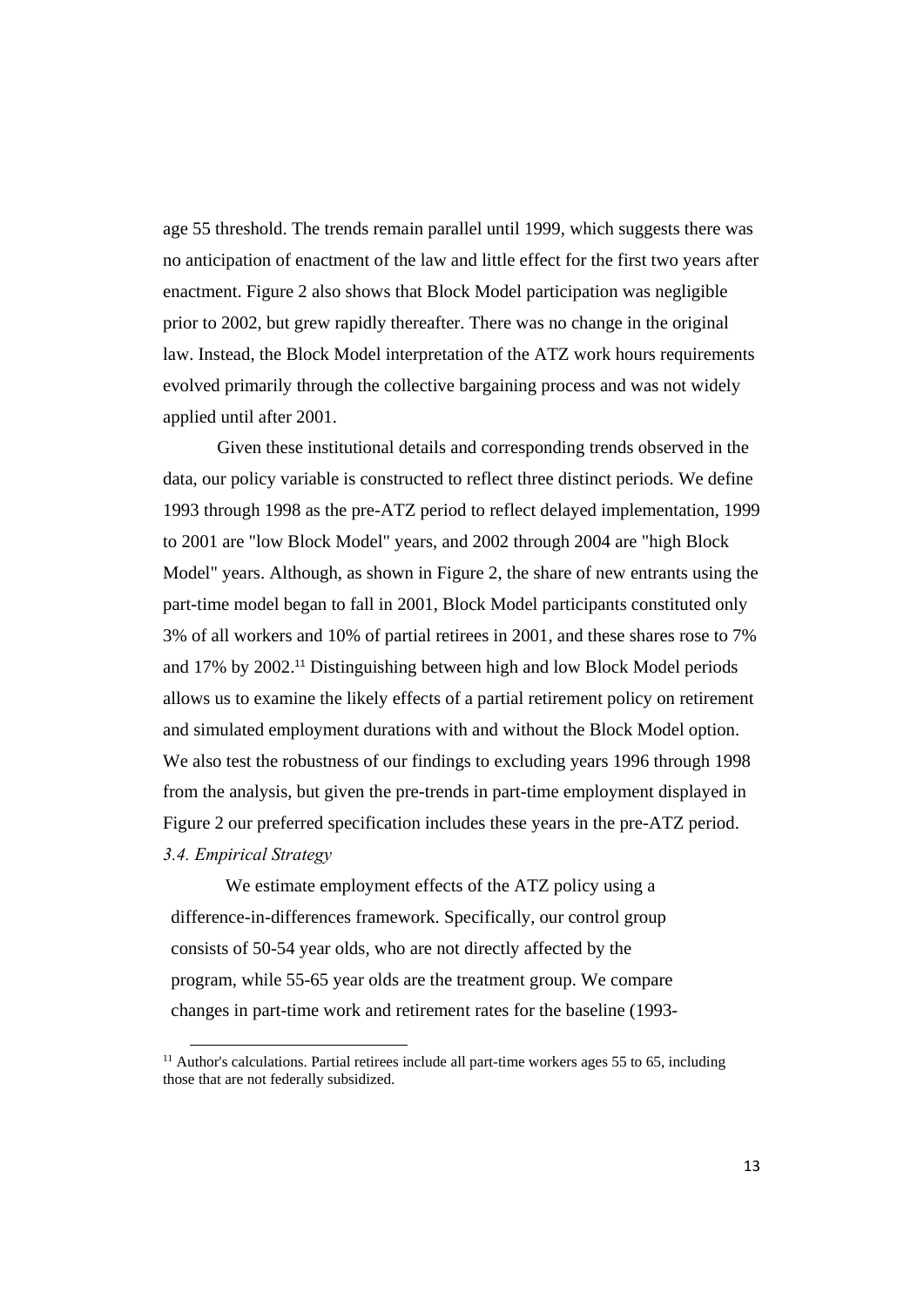age 55 threshold. The trends remain parallel until 1999, which suggests there was no anticipation of enactment of the law and little effect for the first two years after enactment. Figure 2 also shows that Block Model participation was negligible prior to 2002, but grew rapidly thereafter. There was no change in the original law. Instead, the Block Model interpretation of the ATZ work hours requirements evolved primarily through the collective bargaining process and was not widely applied until after 2001.

Given these institutional details and corresponding trends observed in the data, our policy variable is constructed to reflect three distinct periods. We define 1993 through 1998 as the pre-ATZ period to reflect delayed implementation, 1999 to 2001 are "low Block Model" years, and 2002 through 2004 are "high Block Model" years. Although, as shown in Figure 2, the share of new entrants using the part-time model began to fall in 2001, Block Model participants constituted only 3% of all workers and 10% of partial retirees in 2001, and these shares rose to 7% and 17% by 2002.[11] Distinguishing between high and low Block Model periods allows us to examine the likely effects of a partial retirement policy on retirement and simulated employment durations with and without the Block Model option. We also test the robustness of our findings to excluding years 1996 through 1998 from the analysis, but given the pre-trends in part-time employment displayed in Figure 2 our preferred specification includes these years in the pre-ATZ period.

### *3.4. Empirical Strategy*

We estimate employment effects of the ATZ policy using a difference-in-differences framework. Specifically, our control group consists of 50-54 year olds, who are not directly affected by the program, while 55-65 year olds are the treatment group. We compare changes in part-time work and retirement rates for the baseline (1993-

[11] Author's calculations. Partial retirees include all part-time workers ages 55 to 65, including those that are not federally subsidized.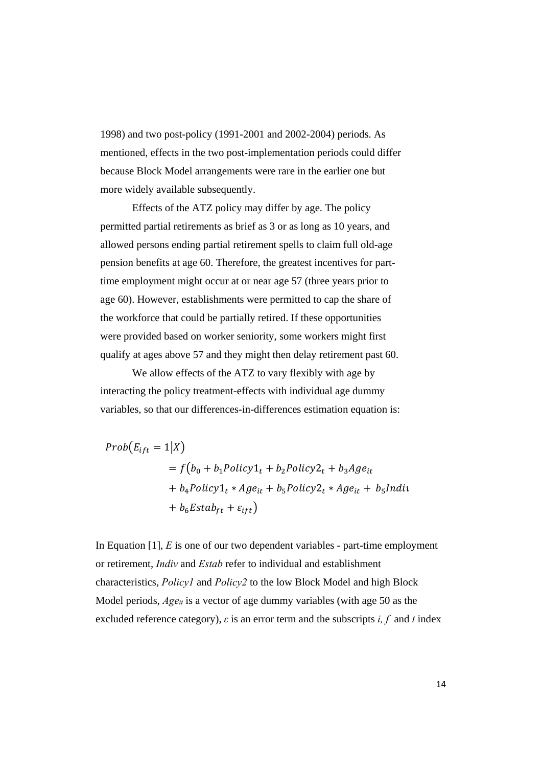1998) and two post-policy (1991-2001 and 2002-2004) periods. As mentioned, effects in the two post-implementation periods could differ because Block Model arrangements were rare in the earlier one but more widely available subsequently.

Effects of the ATZ policy may differ by age. The policy permitted partial retirements as brief as 3 or as long as 10 years, and allowed persons ending partial retirement spells to claim full old-age pension benefits at age 60. Therefore, the greatest incentives for part-time employment might occur at or near age 57 (three years prior to age 60). However, establishments were permitted to cap the share of the workforce that could be partially retired. If these opportunities were provided based on worker seniority, some workers might first qualify at ages above 57 and they might then delay retirement past 60.

We allow effects of the ATZ to vary flexibly with age by interacting the policy treatment-effects with individual age dummy variables, so that our differences-in-differences estimation equation is:

$$
\begin{aligned}
Prob(E_{ift} = 1|X) \\
&= f\big(b_0 + b_1 Policy1_t + b_2 Policy2_t + b_3 Age_{it} \\
&+ b_4 Policy1_t * Age_{it} + b_5 Policy2_t * Age_{it} + b_5 Indi\imath \\
&+ b_6 Estab_{ft} + \varepsilon_{ift}\big)
\end{aligned}
$$

In Equation [1], *E* is one of our two dependent variables - part-time employment or retirement, *Indiv* and *Estab* refer to individual and establishment characteristics, *Policy1* and *Policy2* to the low Block Model and high Block Model periods, $Age_{it}$ is a vector of age dummy variables (with age 50 as the excluded reference category), $\varepsilon$ is an error term and the subscripts *i, f* and *t* index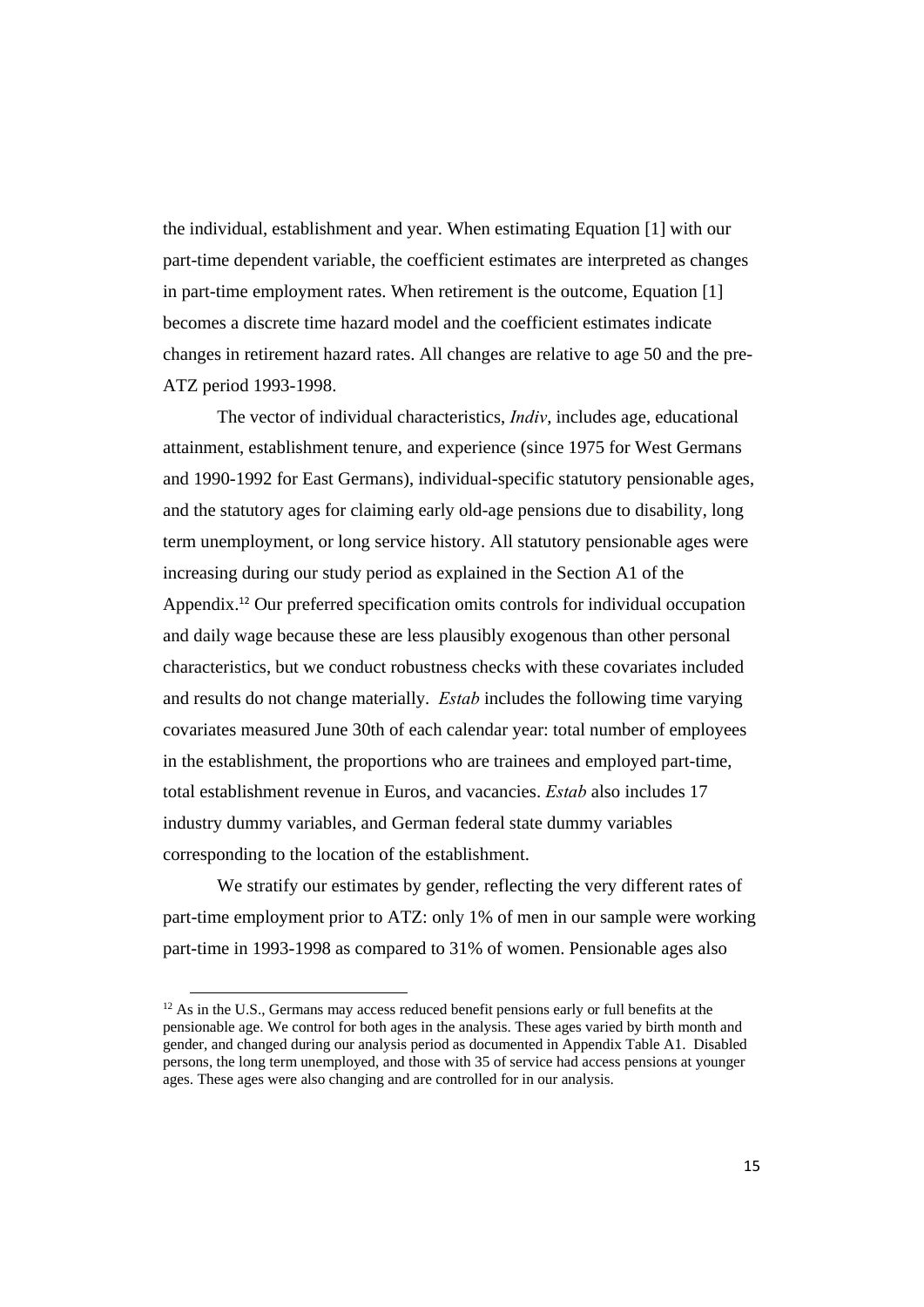the individual, establishment and year. When estimating Equation [1] with our part-time dependent variable, the coefficient estimates are interpreted as changes in part-time employment rates. When retirement is the outcome, Equation [1] becomes a discrete time hazard model and the coefficient estimates indicate changes in retirement hazard rates. All changes are relative to age 50 and the pre-ATZ period 1993-1998.

The vector of individual characteristics, *Indiv*, includes age, educational attainment, establishment tenure, and experience (since 1975 for West Germans and 1990-1992 for East Germans), individual-specific statutory pensionable ages, and the statutory ages for claiming early old-age pensions due to disability, long term unemployment, or long service history. All statutory pensionable ages were increasing during our study period as explained in the Section A1 of the Appendix.[12] Our preferred specification omits controls for individual occupation and daily wage because these are less plausibly exogenous than other personal characteristics, but we conduct robustness checks with these covariates included and results do not change materially. *Estab* includes the following time varying covariates measured June 30th of each calendar year: total number of employees in the establishment, the proportions who are trainees and employed part-time, total establishment revenue in Euros, and vacancies. *Estab* also includes 17 industry dummy variables, and German federal state dummy variables corresponding to the location of the establishment.

We stratify our estimates by gender, reflecting the very different rates of part-time employment prior to ATZ: only 1% of men in our sample were working part-time in 1993-1998 as compared to 31% of women. Pensionable ages also

---

[12] As in the U.S., Germans may access reduced benefit pensions early or full benefits at the pensionable age. We control for both ages in the analysis. These ages varied by birth month and gender, and changed during our analysis period as documented in Appendix Table A1. Disabled persons, the long term unemployed, and those with 35 of service had access pensions at younger ages. These ages were also changing and are controlled for in our analysis.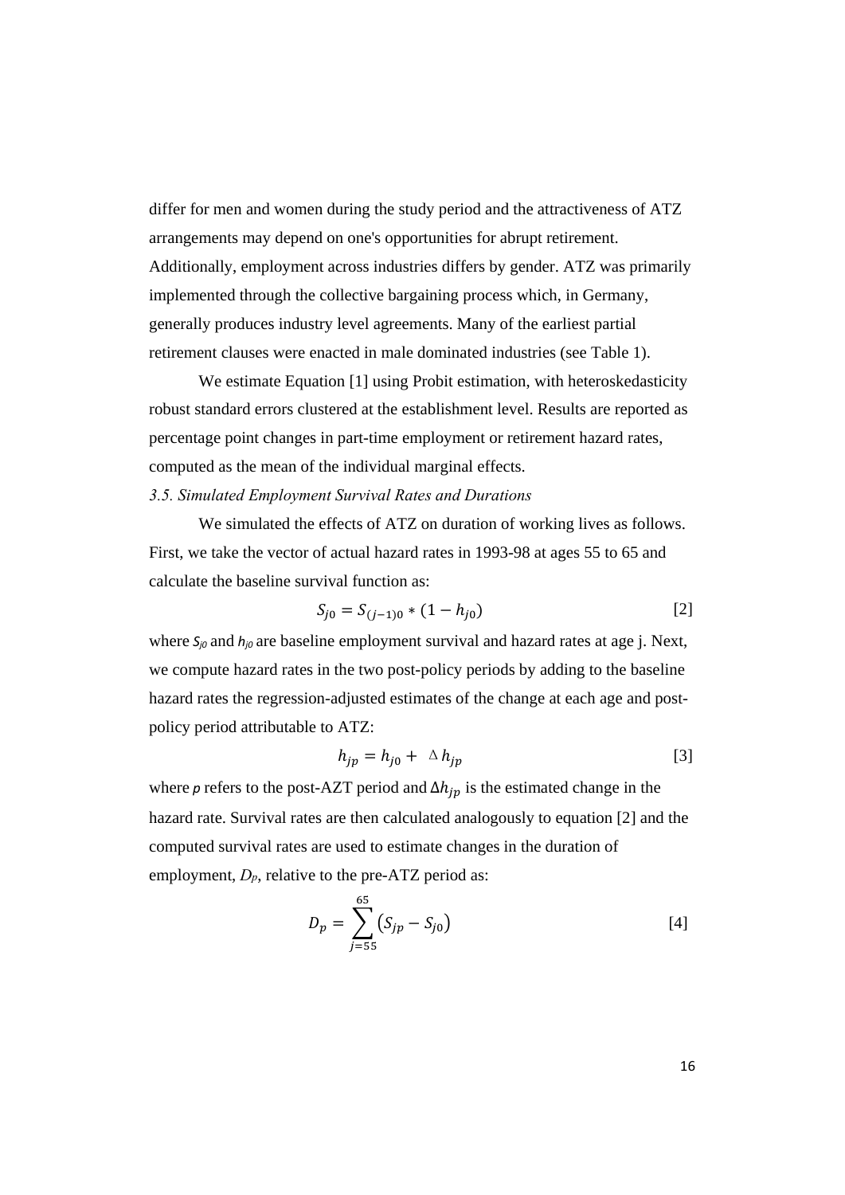differ for men and women during the study period and the attractiveness of ATZ arrangements may depend on one's opportunities for abrupt retirement. Additionally, employment across industries differs by gender. ATZ was primarily implemented through the collective bargaining process which, in Germany, generally produces industry level agreements. Many of the earliest partial retirement clauses were enacted in male dominated industries (see Table 1).

We estimate Equation [1] using Probit estimation, with heteroskedasticity robust standard errors clustered at the establishment level. Results are reported as percentage point changes in part-time employment or retirement hazard rates, computed as the mean of the individual marginal effects.

*3.5. Simulated Employment Survival Rates and Durations*

We simulated the effects of ATZ on duration of working lives as follows. First, we take the vector of actual hazard rates in 1993-98 at ages 55 to 65 and calculate the baseline survival function as:

$$S_{j0} = S_{(j-1)0} * (1 - h_{j0}) \qquad [2]$$

where $S_{j0}$ and $h_{j0}$ are baseline employment survival and hazard rates at age j. Next, we compute hazard rates in the two post-policy periods by adding to the baseline hazard rates the regression-adjusted estimates of the change at each age and post-policy period attributable to ATZ:

$$h_{jp} = h_{j0} + \Delta h_{jp} \qquad [3]$$

where $p$ refers to the post-AZT period and $\Delta h_{jp}$ is the estimated change in the hazard rate. Survival rates are then calculated analogously to equation [2] and the computed survival rates are used to estimate changes in the duration of employment, $D_p$, relative to the pre-ATZ period as:

$$D_p = \sum_{j=55}^{65} (S_{jp} - S_{j0}) \qquad [4]$$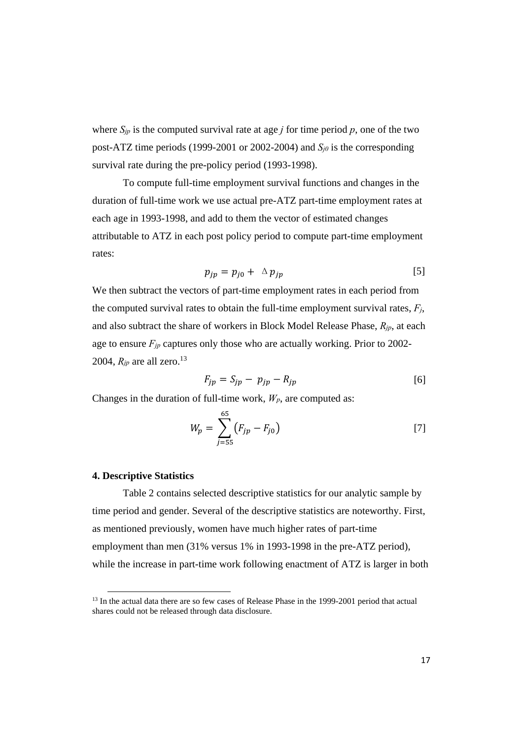where $S_{jp}$ is the computed survival rate at age $j$ for time period $p$, one of the two post-ATZ time periods (1999-2001 or 2002-2004) and $S_{j0}$ is the corresponding survival rate during the pre-policy period (1993-1998).

To compute full-time employment survival functions and changes in the duration of full-time work we use actual pre-ATZ part-time employment rates at each age in 1993-1998, and add to them the vector of estimated changes attributable to ATZ in each post policy period to compute part-time employment rates:

$$p_{jp} = p_{j0} + \Delta p_{jp} \qquad [5]$$

We then subtract the vectors of part-time employment rates in each period from the computed survival rates to obtain the full-time employment survival rates, $F_j$, and also subtract the share of workers in Block Model Release Phase, $R_{jp}$, at each age to ensure $F_{jp}$ captures only those who are actually working. Prior to 2002-2004, $R_{jp}$ are all zero.[13]

$$F_{jp} = S_{jp} - p_{jp} - R_{jp} \qquad [6]$$

Changes in the duration of full-time work, $W_P$, are computed as:

$$W_p = \sum_{j=55}^{65} \left(F_{jp} - F_{j0}\right) \qquad [7]$$

#### 4. Descriptive Statistics

Table 2 contains selected descriptive statistics for our analytic sample by time period and gender. Several of the descriptive statistics are noteworthy. First, as mentioned previously, women have much higher rates of part-time employment than men (31% versus 1% in 1993-1998 in the pre-ATZ period), while the increase in part-time work following enactment of ATZ is larger in both

[13] In the actual data there are so few cases of Release Phase in the 1999-2001 period that actual shares could not be released through data disclosure.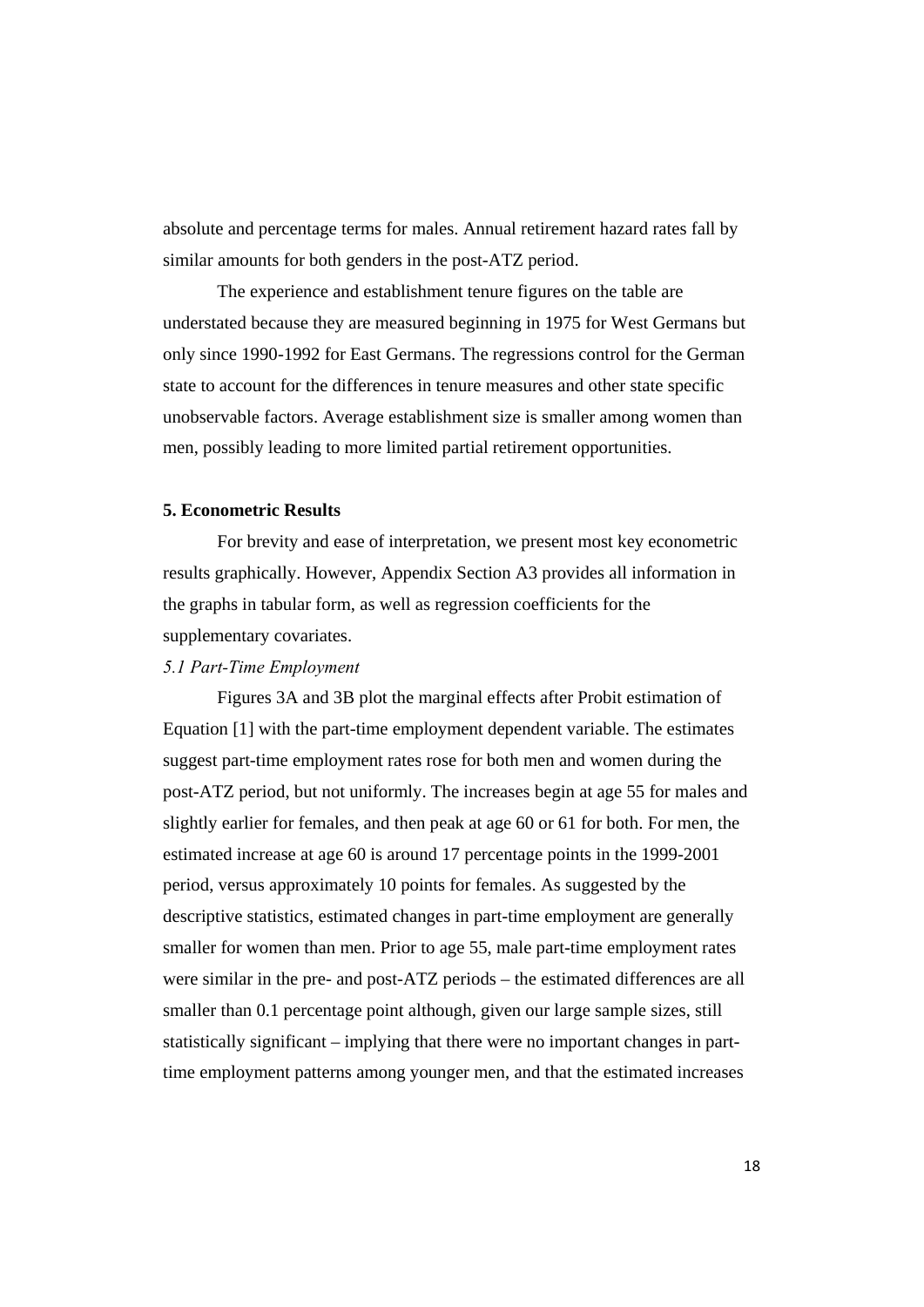absolute and percentage terms for males. Annual retirement hazard rates fall by similar amounts for both genders in the post-ATZ period.

The experience and establishment tenure figures on the table are understated because they are measured beginning in 1975 for West Germans but only since 1990-1992 for East Germans. The regressions control for the German state to account for the differences in tenure measures and other state specific unobservable factors. Average establishment size is smaller among women than men, possibly leading to more limited partial retirement opportunities.

## 5. Econometric Results

For brevity and ease of interpretation, we present most key econometric results graphically. However, Appendix Section A3 provides all information in the graphs in tabular form, as well as regression coefficients for the supplementary covariates.

### *5.1 Part-Time Employment*

Figures 3A and 3B plot the marginal effects after Probit estimation of Equation [1] with the part-time employment dependent variable. The estimates suggest part-time employment rates rose for both men and women during the post-ATZ period, but not uniformly. The increases begin at age 55 for males and slightly earlier for females, and then peak at age 60 or 61 for both. For men, the estimated increase at age 60 is around 17 percentage points in the 1999-2001 period, versus approximately 10 points for females. As suggested by the descriptive statistics, estimated changes in part-time employment are generally smaller for women than men. Prior to age 55, male part-time employment rates were similar in the pre- and post-ATZ periods – the estimated differences are all smaller than 0.1 percentage point although, given our large sample sizes, still statistically significant – implying that there were no important changes in part-time employment patterns among younger men, and that the estimated increases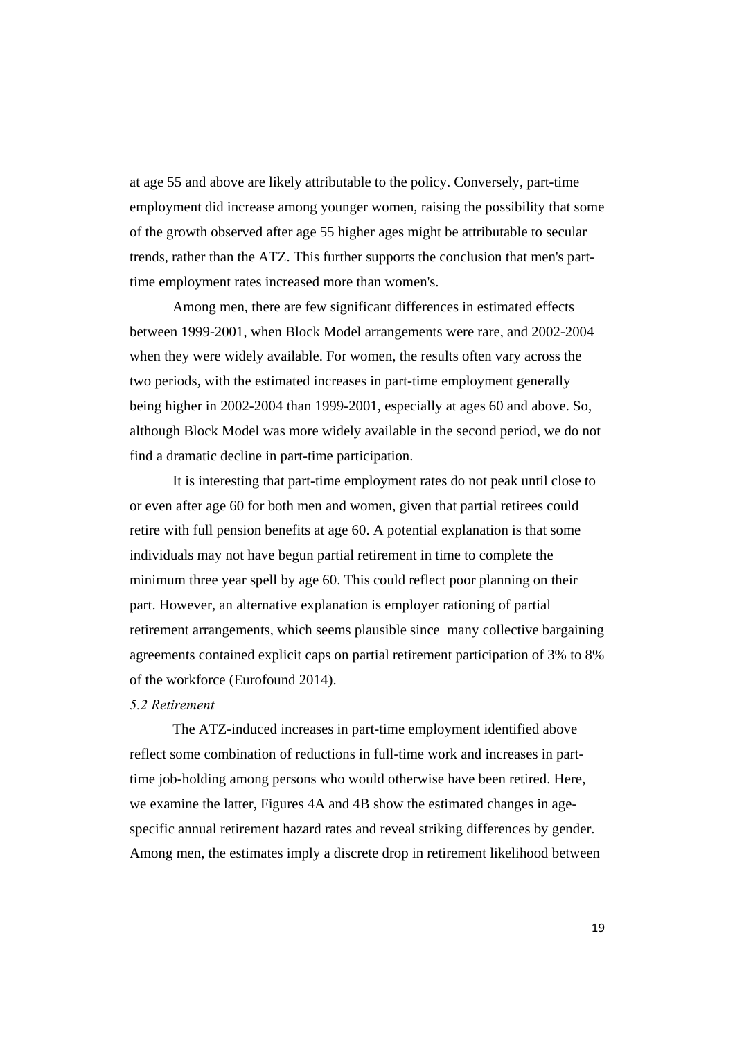at age 55 and above are likely attributable to the policy. Conversely, part-time employment did increase among younger women, raising the possibility that some of the growth observed after age 55 higher ages might be attributable to secular trends, rather than the ATZ. This further supports the conclusion that men's part-time employment rates increased more than women's.

Among men, there are few significant differences in estimated effects between 1999-2001, when Block Model arrangements were rare, and 2002-2004 when they were widely available. For women, the results often vary across the two periods, with the estimated increases in part-time employment generally being higher in 2002-2004 than 1999-2001, especially at ages 60 and above. So, although Block Model was more widely available in the second period, we do not find a dramatic decline in part-time participation.

It is interesting that part-time employment rates do not peak until close to or even after age 60 for both men and women, given that partial retirees could retire with full pension benefits at age 60. A potential explanation is that some individuals may not have begun partial retirement in time to complete the minimum three year spell by age 60. This could reflect poor planning on their part. However, an alternative explanation is employer rationing of partial retirement arrangements, which seems plausible since many collective bargaining agreements contained explicit caps on partial retirement participation of 3% to 8% of the workforce (Eurofound 2014).

*5.2 Retirement*

The ATZ-induced increases in part-time employment identified above reflect some combination of reductions in full-time work and increases in part-time job-holding among persons who would otherwise have been retired. Here, we examine the latter, Figures 4A and 4B show the estimated changes in age-specific annual retirement hazard rates and reveal striking differences by gender. Among men, the estimates imply a discrete drop in retirement likelihood between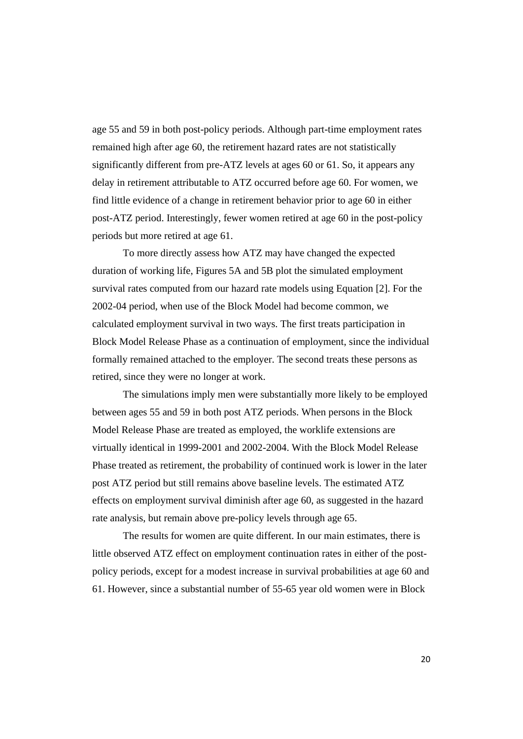age 55 and 59 in both post-policy periods. Although part-time employment rates remained high after age 60, the retirement hazard rates are not statistically significantly different from pre-ATZ levels at ages 60 or 61. So, it appears any delay in retirement attributable to ATZ occurred before age 60. For women, we find little evidence of a change in retirement behavior prior to age 60 in either post-ATZ period. Interestingly, fewer women retired at age 60 in the post-policy periods but more retired at age 61.

To more directly assess how ATZ may have changed the expected duration of working life, Figures 5A and 5B plot the simulated employment survival rates computed from our hazard rate models using Equation [2]. For the 2002-04 period, when use of the Block Model had become common, we calculated employment survival in two ways. The first treats participation in Block Model Release Phase as a continuation of employment, since the individual formally remained attached to the employer. The second treats these persons as retired, since they were no longer at work.

The simulations imply men were substantially more likely to be employed between ages 55 and 59 in both post ATZ periods. When persons in the Block Model Release Phase are treated as employed, the worklife extensions are virtually identical in 1999-2001 and 2002-2004. With the Block Model Release Phase treated as retirement, the probability of continued work is lower in the later post ATZ period but still remains above baseline levels. The estimated ATZ effects on employment survival diminish after age 60, as suggested in the hazard rate analysis, but remain above pre-policy levels through age 65.

The results for women are quite different. In our main estimates, there is little observed ATZ effect on employment continuation rates in either of the post-policy periods, except for a modest increase in survival probabilities at age 60 and 61. However, since a substantial number of 55-65 year old women were in Block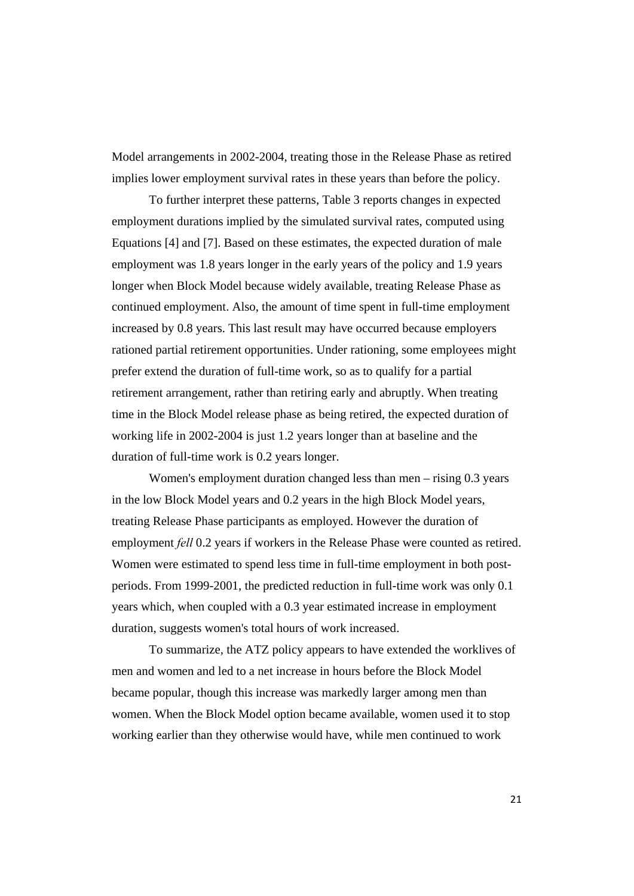Model arrangements in 2002-2004, treating those in the Release Phase as retired implies lower employment survival rates in these years than before the policy.

To further interpret these patterns, Table 3 reports changes in expected employment durations implied by the simulated survival rates, computed using Equations [4] and [7]. Based on these estimates, the expected duration of male employment was 1.8 years longer in the early years of the policy and 1.9 years longer when Block Model because widely available, treating Release Phase as continued employment. Also, the amount of time spent in full-time employment increased by 0.8 years. This last result may have occurred because employers rationed partial retirement opportunities. Under rationing, some employees might prefer extend the duration of full-time work, so as to qualify for a partial retirement arrangement, rather than retiring early and abruptly. When treating time in the Block Model release phase as being retired, the expected duration of working life in 2002-2004 is just 1.2 years longer than at baseline and the duration of full-time work is 0.2 years longer.

Women's employment duration changed less than men – rising 0.3 years in the low Block Model years and 0.2 years in the high Block Model years, treating Release Phase participants as employed. However the duration of employment *fell* 0.2 years if workers in the Release Phase were counted as retired. Women were estimated to spend less time in full-time employment in both post-periods. From 1999-2001, the predicted reduction in full-time work was only 0.1 years which, when coupled with a 0.3 year estimated increase in employment duration, suggests women's total hours of work increased.

To summarize, the ATZ policy appears to have extended the worklives of men and women and led to a net increase in hours before the Block Model became popular, though this increase was markedly larger among men than women. When the Block Model option became available, women used it to stop working earlier than they otherwise would have, while men continued to work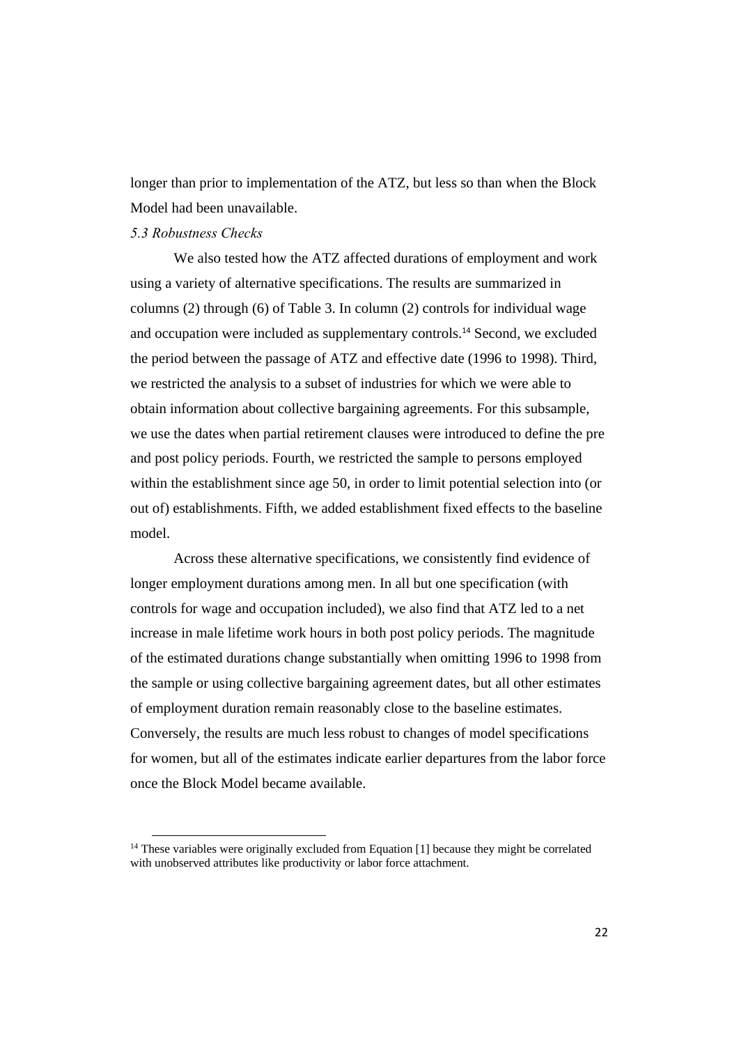longer than prior to implementation of the ATZ, but less so than when the Block Model had been unavailable.

### *5.3 Robustness Checks*

We also tested how the ATZ affected durations of employment and work using a variety of alternative specifications. The results are summarized in columns (2) through (6) of Table 3. In column (2) controls for individual wage and occupation were included as supplementary controls.[14] Second, we excluded the period between the passage of ATZ and effective date (1996 to 1998). Third, we restricted the analysis to a subset of industries for which we were able to obtain information about collective bargaining agreements. For this subsample, we use the dates when partial retirement clauses were introduced to define the pre and post policy periods. Fourth, we restricted the sample to persons employed within the establishment since age 50, in order to limit potential selection into (or out of) establishments. Fifth, we added establishment fixed effects to the baseline model.

Across these alternative specifications, we consistently find evidence of longer employment durations among men. In all but one specification (with controls for wage and occupation included), we also find that ATZ led to a net increase in male lifetime work hours in both post policy periods. The magnitude of the estimated durations change substantially when omitting 1996 to 1998 from the sample or using collective bargaining agreement dates, but all other estimates of employment duration remain reasonably close to the baseline estimates. Conversely, the results are much less robust to changes of model specifications for women, but all of the estimates indicate earlier departures from the labor force once the Block Model became available.

[14] These variables were originally excluded from Equation [1] because they might be correlated with unobserved attributes like productivity or labor force attachment.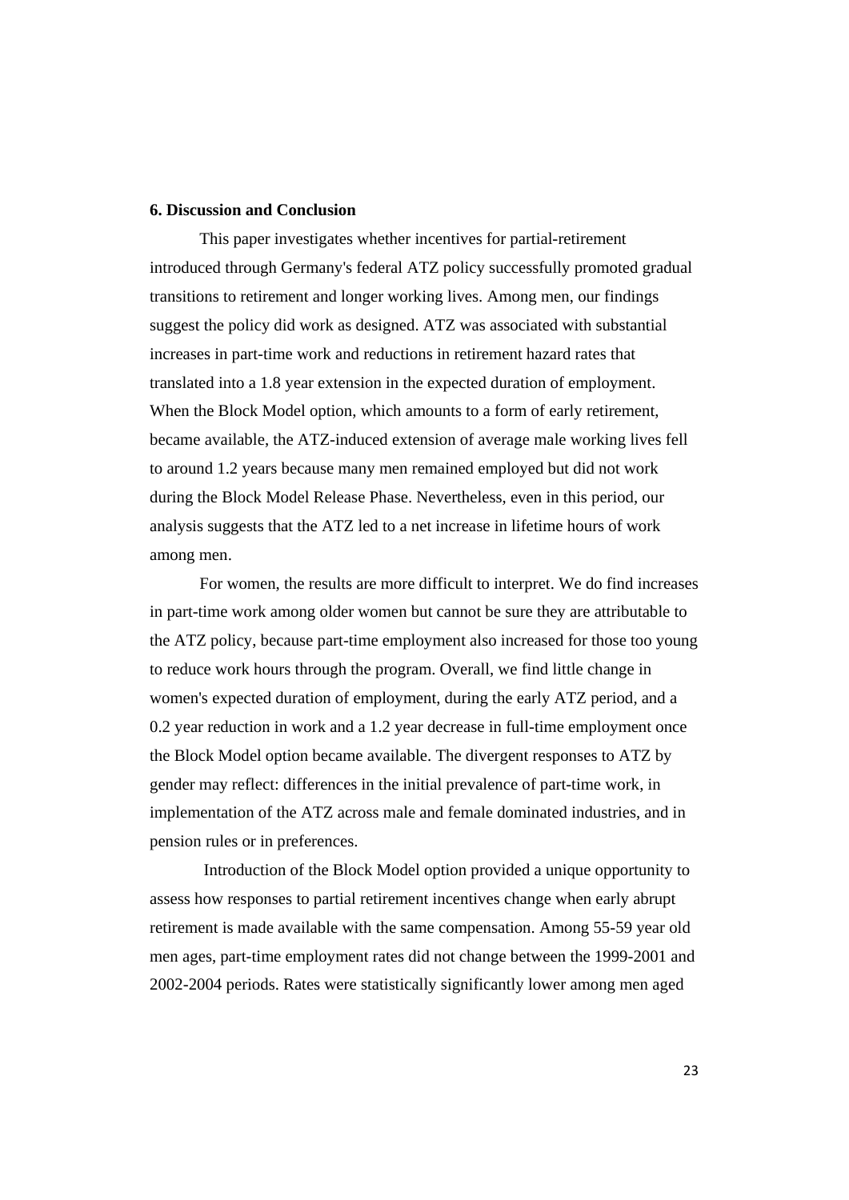**6. Discussion and Conclusion**

This paper investigates whether incentives for partial-retirement introduced through Germany's federal ATZ policy successfully promoted gradual transitions to retirement and longer working lives. Among men, our findings suggest the policy did work as designed. ATZ was associated with substantial increases in part-time work and reductions in retirement hazard rates that translated into a 1.8 year extension in the expected duration of employment. When the Block Model option, which amounts to a form of early retirement, became available, the ATZ-induced extension of average male working lives fell to around 1.2 years because many men remained employed but did not work during the Block Model Release Phase. Nevertheless, even in this period, our analysis suggests that the ATZ led to a net increase in lifetime hours of work among men.

For women, the results are more difficult to interpret. We do find increases in part-time work among older women but cannot be sure they are attributable to the ATZ policy, because part-time employment also increased for those too young to reduce work hours through the program. Overall, we find little change in women's expected duration of employment, during the early ATZ period, and a 0.2 year reduction in work and a 1.2 year decrease in full-time employment once the Block Model option became available. The divergent responses to ATZ by gender may reflect: differences in the initial prevalence of part-time work, in implementation of the ATZ across male and female dominated industries, and in pension rules or in preferences.

Introduction of the Block Model option provided a unique opportunity to assess how responses to partial retirement incentives change when early abrupt retirement is made available with the same compensation. Among 55-59 year old men ages, part-time employment rates did not change between the 1999-2001 and 2002-2004 periods. Rates were statistically significantly lower among men aged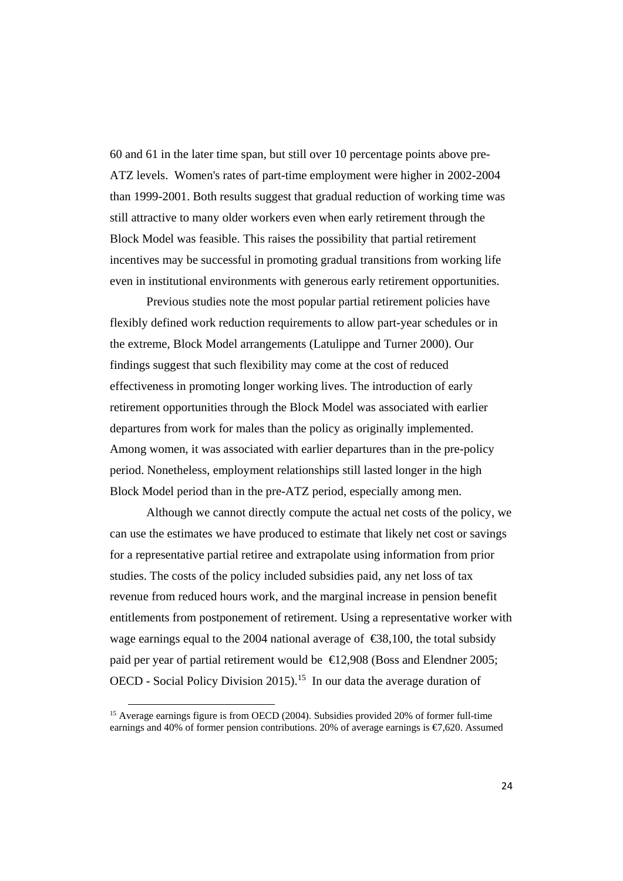60 and 61 in the later time span, but still over 10 percentage points above pre-ATZ levels. Women's rates of part-time employment were higher in 2002-2004 than 1999-2001. Both results suggest that gradual reduction of working time was still attractive to many older workers even when early retirement through the Block Model was feasible. This raises the possibility that partial retirement incentives may be successful in promoting gradual transitions from working life even in institutional environments with generous early retirement opportunities.

Previous studies note the most popular partial retirement policies have flexibly defined work reduction requirements to allow part-year schedules or in the extreme, Block Model arrangements (Latulippe and Turner 2000). Our findings suggest that such flexibility may come at the cost of reduced effectiveness in promoting longer working lives. The introduction of early retirement opportunities through the Block Model was associated with earlier departures from work for males than the policy as originally implemented. Among women, it was associated with earlier departures than in the pre-policy period. Nonetheless, employment relationships still lasted longer in the high Block Model period than in the pre-ATZ period, especially among men.

Although we cannot directly compute the actual net costs of the policy, we can use the estimates we have produced to estimate that likely net cost or savings for a representative partial retiree and extrapolate using information from prior studies. The costs of the policy included subsidies paid, any net loss of tax revenue from reduced hours work, and the marginal increase in pension benefit entitlements from postponement of retirement. Using a representative worker with wage earnings equal to the 2004 national average of €38,100, the total subsidy paid per year of partial retirement would be €12,908 (Boss and Elendner 2005; OECD - Social Policy Division 2015).[15] In our data the average duration of

[15] Average earnings figure is from OECD (2004). Subsidies provided 20% of former full-time earnings and 40% of former pension contributions. 20% of average earnings is €7,620. Assumed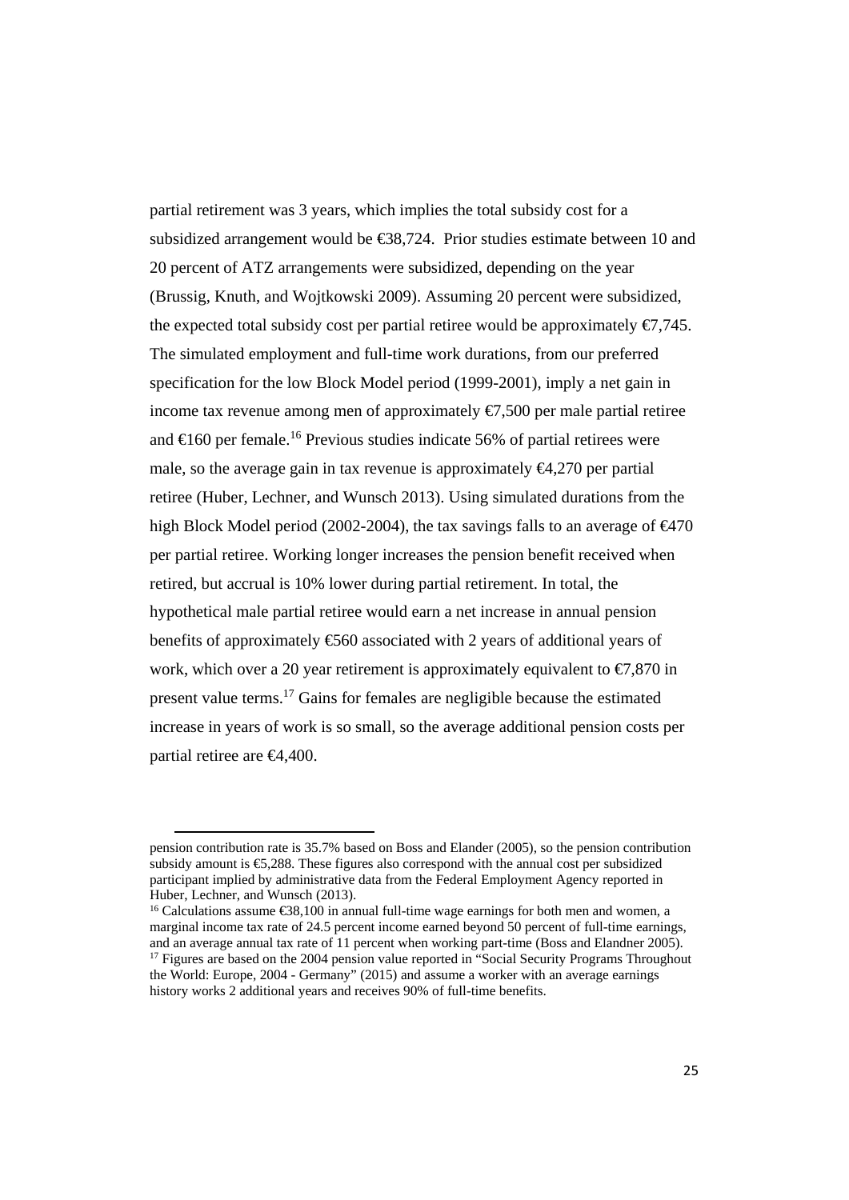partial retirement was 3 years, which implies the total subsidy cost for a subsidized arrangement would be €38,724. Prior studies estimate between 10 and 20 percent of ATZ arrangements were subsidized, depending on the year (Brussig, Knuth, and Wojtkowski 2009). Assuming 20 percent were subsidized, the expected total subsidy cost per partial retiree would be approximately €7,745. The simulated employment and full-time work durations, from our preferred specification for the low Block Model period (1999-2001), imply a net gain in income tax revenue among men of approximately €7,500 per male partial retiree and €160 per female.[16] Previous studies indicate 56% of partial retirees were male, so the average gain in tax revenue is approximately €4,270 per partial retiree (Huber, Lechner, and Wunsch 2013). Using simulated durations from the high Block Model period (2002-2004), the tax savings falls to an average of €470 per partial retiree. Working longer increases the pension benefit received when retired, but accrual is 10% lower during partial retirement. In total, the hypothetical male partial retiree would earn a net increase in annual pension benefits of approximately €560 associated with 2 years of additional years of work, which over a 20 year retirement is approximately equivalent to €7,870 in present value terms.[17] Gains for females are negligible because the estimated increase in years of work is so small, so the average additional pension costs per partial retiree are €4,400.

---

pension contribution rate is 35.7% based on Boss and Elander (2005), so the pension contribution subsidy amount is €5,288. These figures also correspond with the annual cost per subsidized participant implied by administrative data from the Federal Employment Agency reported in Huber, Lechner, and Wunsch (2013).

[16] Calculations assume €38,100 in annual full-time wage earnings for both men and women, a marginal income tax rate of 24.5 percent income earned beyond 50 percent of full-time earnings, and an average annual tax rate of 11 percent when working part-time (Boss and Elandner 2005).

[17] Figures are based on the 2004 pension value reported in "Social Security Programs Throughout the World: Europe, 2004 - Germany" (2015) and assume a worker with an average earnings history works 2 additional years and receives 90% of full-time benefits.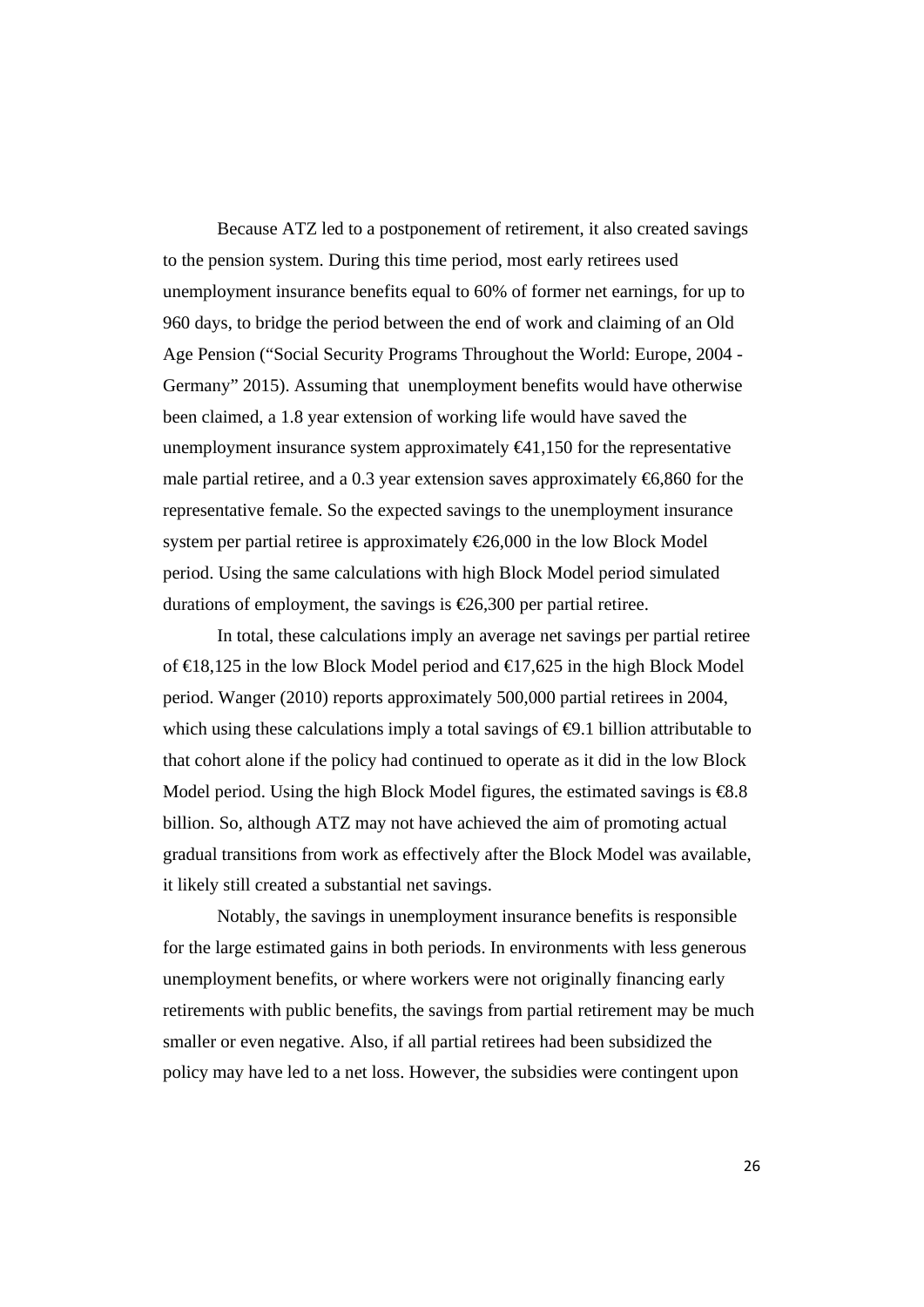Because ATZ led to a postponement of retirement, it also created savings to the pension system. During this time period, most early retirees used unemployment insurance benefits equal to 60% of former net earnings, for up to 960 days, to bridge the period between the end of work and claiming of an Old Age Pension ("Social Security Programs Throughout the World: Europe, 2004 - Germany" 2015). Assuming that unemployment benefits would have otherwise been claimed, a 1.8 year extension of working life would have saved the unemployment insurance system approximately €41,150 for the representative male partial retiree, and a 0.3 year extension saves approximately €6,860 for the representative female. So the expected savings to the unemployment insurance system per partial retiree is approximately €26,000 in the low Block Model period. Using the same calculations with high Block Model period simulated durations of employment, the savings is €26,300 per partial retiree.

In total, these calculations imply an average net savings per partial retiree of €18,125 in the low Block Model period and €17,625 in the high Block Model period. Wanger (2010) reports approximately 500,000 partial retirees in 2004, which using these calculations imply a total savings of €9.1 billion attributable to that cohort alone if the policy had continued to operate as it did in the low Block Model period. Using the high Block Model figures, the estimated savings is €8.8 billion. So, although ATZ may not have achieved the aim of promoting actual gradual transitions from work as effectively after the Block Model was available, it likely still created a substantial net savings.

Notably, the savings in unemployment insurance benefits is responsible for the large estimated gains in both periods. In environments with less generous unemployment benefits, or where workers were not originally financing early retirements with public benefits, the savings from partial retirement may be much smaller or even negative. Also, if all partial retirees had been subsidized the policy may have led to a net loss. However, the subsidies were contingent upon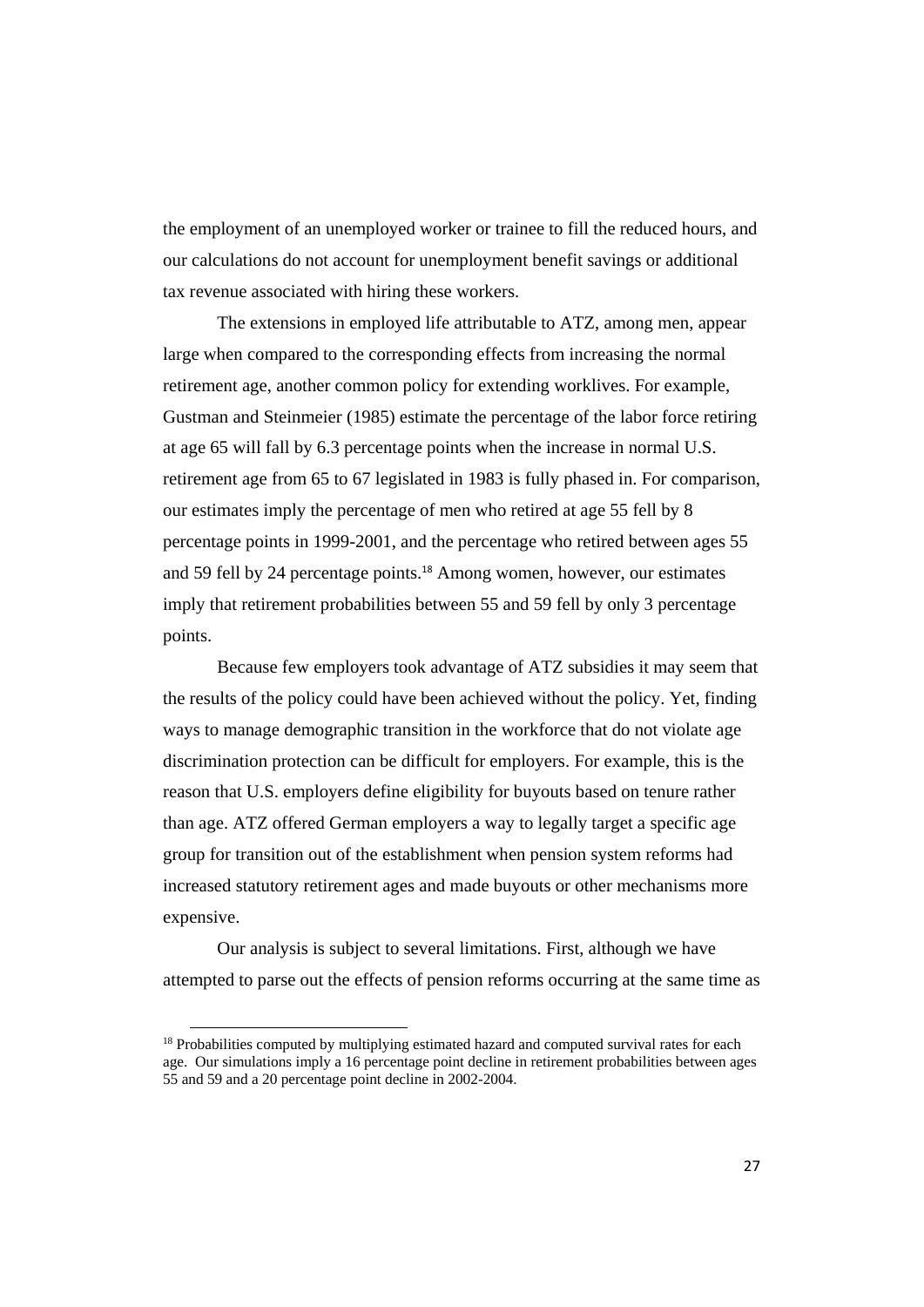the employment of an unemployed worker or trainee to fill the reduced hours, and our calculations do not account for unemployment benefit savings or additional tax revenue associated with hiring these workers.

The extensions in employed life attributable to ATZ, among men, appear large when compared to the corresponding effects from increasing the normal retirement age, another common policy for extending worklives. For example, Gustman and Steinmeier (1985) estimate the percentage of the labor force retiring at age 65 will fall by 6.3 percentage points when the increase in normal U.S. retirement age from 65 to 67 legislated in 1983 is fully phased in. For comparison, our estimates imply the percentage of men who retired at age 55 fell by 8 percentage points in 1999-2001, and the percentage who retired between ages 55 and 59 fell by 24 percentage points.[18] Among women, however, our estimates imply that retirement probabilities between 55 and 59 fell by only 3 percentage points.

Because few employers took advantage of ATZ subsidies it may seem that the results of the policy could have been achieved without the policy. Yet, finding ways to manage demographic transition in the workforce that do not violate age discrimination protection can be difficult for employers. For example, this is the reason that U.S. employers define eligibility for buyouts based on tenure rather than age. ATZ offered German employers a way to legally target a specific age group for transition out of the establishment when pension system reforms had increased statutory retirement ages and made buyouts or other mechanisms more expensive.

Our analysis is subject to several limitations. First, although we have attempted to parse out the effects of pension reforms occurring at the same time as

[18] Probabilities computed by multiplying estimated hazard and computed survival rates for each age. Our simulations imply a 16 percentage point decline in retirement probabilities between ages 55 and 59 and a 20 percentage point decline in 2002-2004.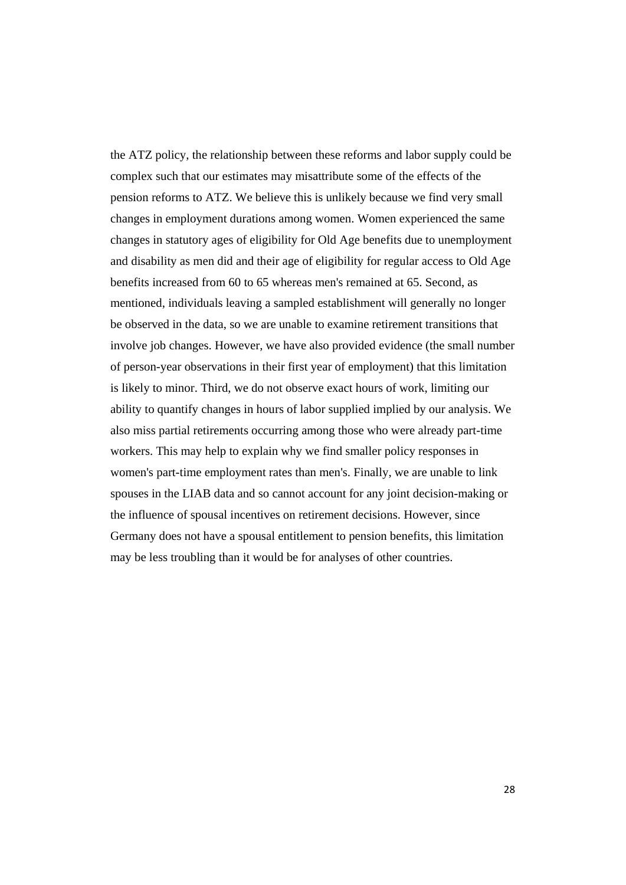the ATZ policy, the relationship between these reforms and labor supply could be complex such that our estimates may misattribute some of the effects of the pension reforms to ATZ. We believe this is unlikely because we find very small changes in employment durations among women. Women experienced the same changes in statutory ages of eligibility for Old Age benefits due to unemployment and disability as men did and their age of eligibility for regular access to Old Age benefits increased from 60 to 65 whereas men's remained at 65. Second, as mentioned, individuals leaving a sampled establishment will generally no longer be observed in the data, so we are unable to examine retirement transitions that involve job changes. However, we have also provided evidence (the small number of person-year observations in their first year of employment) that this limitation is likely to minor. Third, we do not observe exact hours of work, limiting our ability to quantify changes in hours of labor supplied implied by our analysis. We also miss partial retirements occurring among those who were already part-time workers. This may help to explain why we find smaller policy responses in women's part-time employment rates than men's. Finally, we are unable to link spouses in the LIAB data and so cannot account for any joint decision-making or the influence of spousal incentives on retirement decisions. However, since Germany does not have a spousal entitlement to pension benefits, this limitation may be less troubling than it would be for analyses of other countries.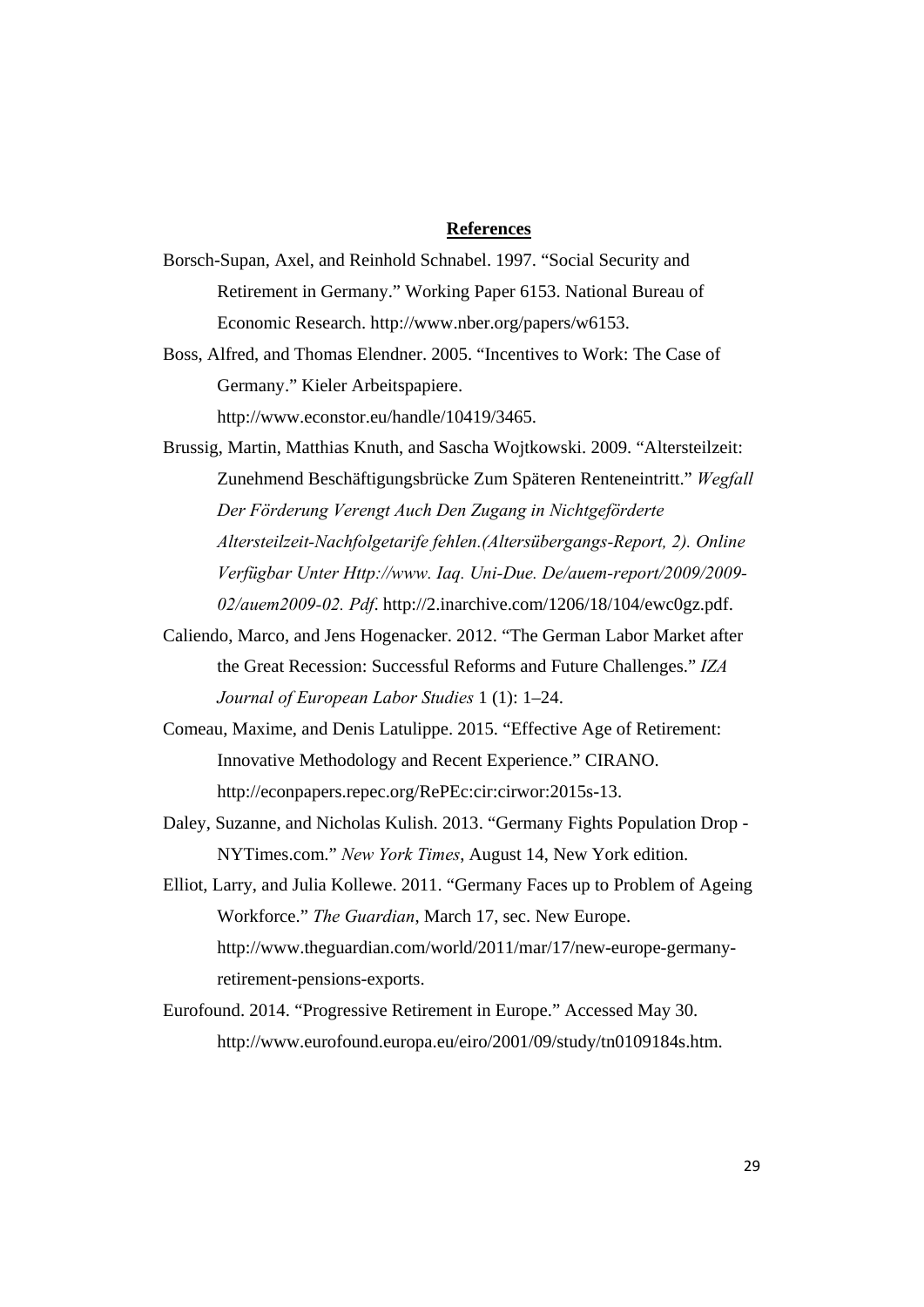**References**

Borsch-Supan, Axel, and Reinhold Schnabel. 1997. "Social Security and Retirement in Germany." Working Paper 6153. National Bureau of Economic Research. http://www.nber.org/papers/w6153.

Boss, Alfred, and Thomas Elendner. 2005. "Incentives to Work: The Case of Germany." Kieler Arbeitspapiere. http://www.econstor.eu/handle/10419/3465.

Brussig, Martin, Matthias Knuth, and Sascha Wojtkowski. 2009. "Altersteilzeit: Zunehmend Beschäftigungsbrücke Zum Späteren Renteneintritt." *Wegfall Der Förderung Verengt Auch Den Zugang in Nichtgeförderte Altersteilzeit-Nachfolgetarife fehlen.(Altersübergangs-Report, 2). Online Verfügbar Unter Http://www. Iaq. Uni-Due. De/auem-report/2009/2009-02/auem2009-02. Pdf*. http://2.inarchive.com/1206/18/104/ewc0gz.pdf.

Caliendo, Marco, and Jens Hogenacker. 2012. "The German Labor Market after the Great Recession: Successful Reforms and Future Challenges." *IZA Journal of European Labor Studies* 1 (1): 1–24.

Comeau, Maxime, and Denis Latulippe. 2015. "Effective Age of Retirement: Innovative Methodology and Recent Experience." CIRANO. http://econpapers.repec.org/RePEc:cir:cirwor:2015s-13.

Daley, Suzanne, and Nicholas Kulish. 2013. "Germany Fights Population Drop - NYTimes.com." *New York Times*, August 14, New York edition.

Elliot, Larry, and Julia Kollewe. 2011. "Germany Faces up to Problem of Ageing Workforce." *The Guardian*, March 17, sec. New Europe. http://www.theguardian.com/world/2011/mar/17/new-europe-germany-retirement-pensions-exports.

Eurofound. 2014. "Progressive Retirement in Europe." Accessed May 30. http://www.eurofound.europa.eu/eiro/2001/09/study/tn0109184s.htm.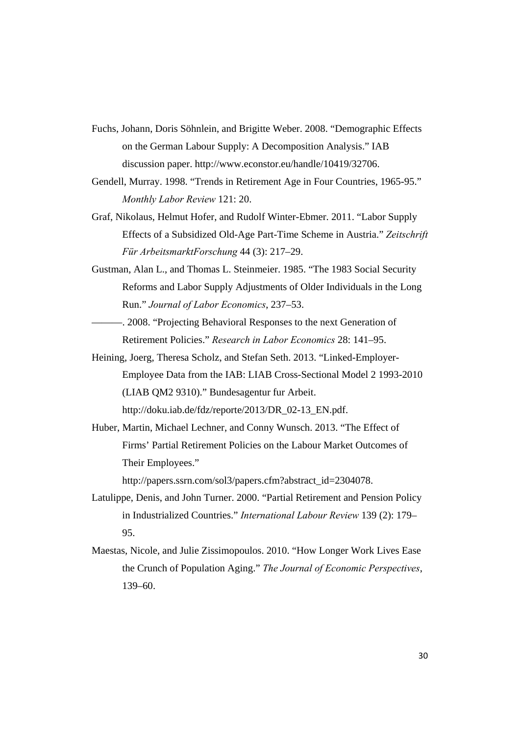Fuchs, Johann, Doris Söhnlein, and Brigitte Weber. 2008. “Demographic Effects on the German Labour Supply: A Decomposition Analysis.” IAB discussion paper. http://www.econstor.eu/handle/10419/32706.

Gendell, Murray. 1998. “Trends in Retirement Age in Four Countries, 1965-95.” *Monthly Labor Review* 121: 20.

Graf, Nikolaus, Helmut Hofer, and Rudolf Winter-Ebmer. 2011. “Labor Supply Effects of a Subsidized Old-Age Part-Time Scheme in Austria.” *Zeitschrift Für ArbeitsmarktForschung* 44 (3): 217–29.

Gustman, Alan L., and Thomas L. Steinmeier. 1985. “The 1983 Social Security Reforms and Labor Supply Adjustments of Older Individuals in the Long Run.” *Journal of Labor Economics*, 237–53.

———. 2008. “Projecting Behavioral Responses to the next Generation of Retirement Policies.” *Research in Labor Economics* 28: 141–95.

Heining, Joerg, Theresa Scholz, and Stefan Seth. 2013. “Linked-Employer-Employee Data from the IAB: LIAB Cross-Sectional Model 2 1993-2010 (LIAB QM2 9310).” Bundesagentur fur Arbeit. http://doku.iab.de/fdz/reporte/2013/DR_02-13_EN.pdf.

Huber, Martin, Michael Lechner, and Conny Wunsch. 2013. “The Effect of Firms’ Partial Retirement Policies on the Labour Market Outcomes of Their Employees.” http://papers.ssrn.com/sol3/papers.cfm?abstract_id=2304078.

Latulippe, Denis, and John Turner. 2000. “Partial Retirement and Pension Policy in Industrialized Countries.” *International Labour Review* 139 (2): 179–95.

Maestas, Nicole, and Julie Zissimopoulos. 2010. “How Longer Work Lives Ease the Crunch of Population Aging.” *The Journal of Economic Perspectives*, 139–60.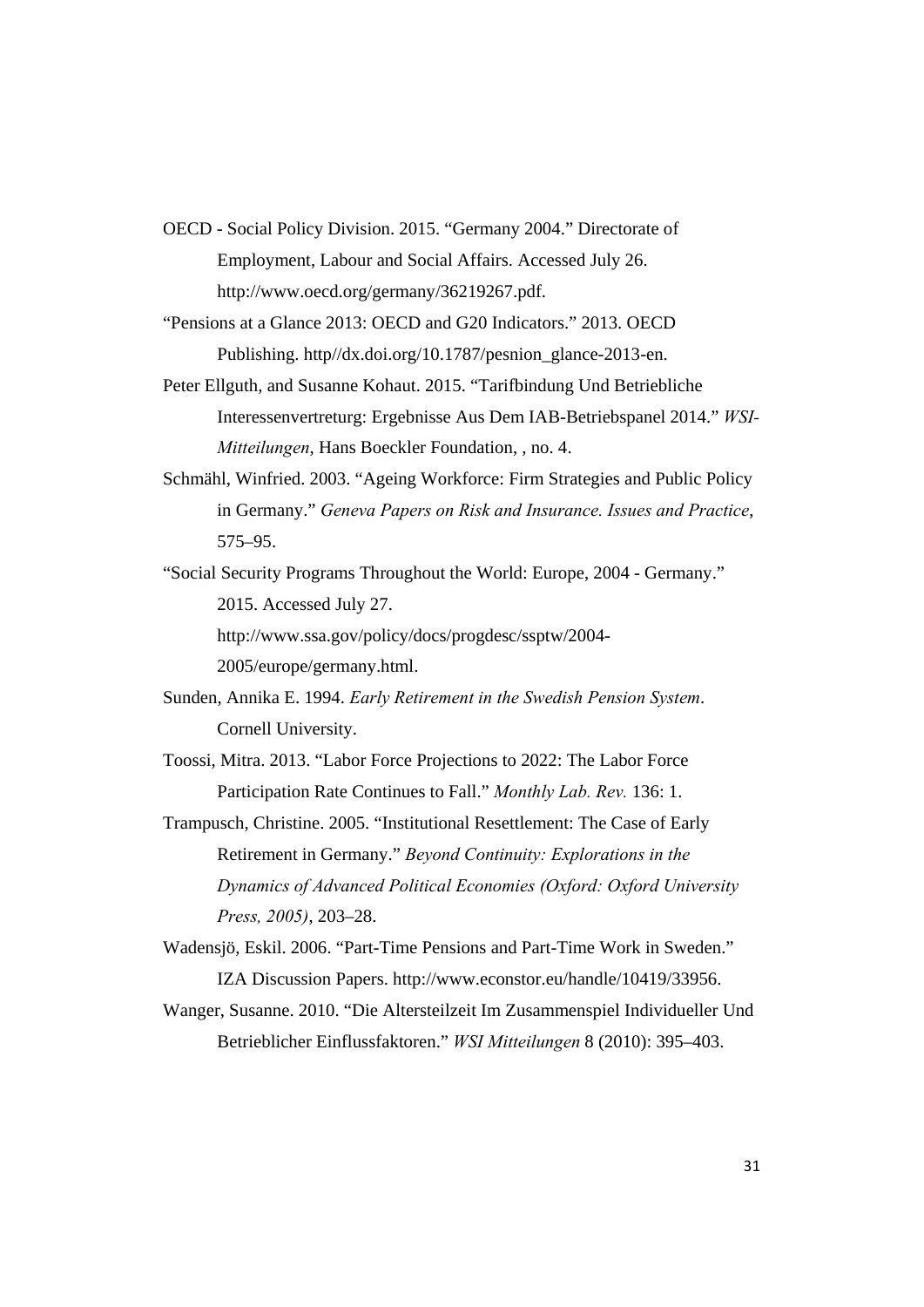OECD - Social Policy Division. 2015. "Germany 2004." Directorate of Employment, Labour and Social Affairs. Accessed July 26. http://www.oecd.org/germany/36219267.pdf.

"Pensions at a Glance 2013: OECD and G20 Indicators." 2013. OECD Publishing. http//dx.doi.org/10.1787/pesnion_glance-2013-en.

Peter Ellguth, and Susanne Kohaut. 2015. "Tarifbindung Und Betriebliche Interessenvertreturg: Ergebnisse Aus Dem IAB-Betriebspanel 2014." *WSI-Mitteilungen*, Hans Boeckler Foundation, , no. 4.

Schmähl, Winfried. 2003. "Ageing Workforce: Firm Strategies and Public Policy in Germany." *Geneva Papers on Risk and Insurance. Issues and Practice*, 575–95.

"Social Security Programs Throughout the World: Europe, 2004 - Germany." 2015. Accessed July 27. http://www.ssa.gov/policy/docs/progdesc/ssptw/2004-2005/europe/germany.html.

Sunden, Annika E. 1994. *Early Retirement in the Swedish Pension System*. Cornell University.

Toossi, Mitra. 2013. "Labor Force Projections to 2022: The Labor Force Participation Rate Continues to Fall." *Monthly Lab. Rev.* 136: 1.

Trampusch, Christine. 2005. "Institutional Resettlement: The Case of Early Retirement in Germany." *Beyond Continuity: Explorations in the Dynamics of Advanced Political Economies (Oxford: Oxford University Press, 2005)*, 203–28.

Wadensjö, Eskil. 2006. "Part-Time Pensions and Part-Time Work in Sweden." IZA Discussion Papers. http://www.econstor.eu/handle/10419/33956.

Wanger, Susanne. 2010. "Die Altersteilzeit Im Zusammenspiel Individueller Und Betrieblicher Einflussfaktoren." *WSI Mitteilungen* 8 (2010): 395–403.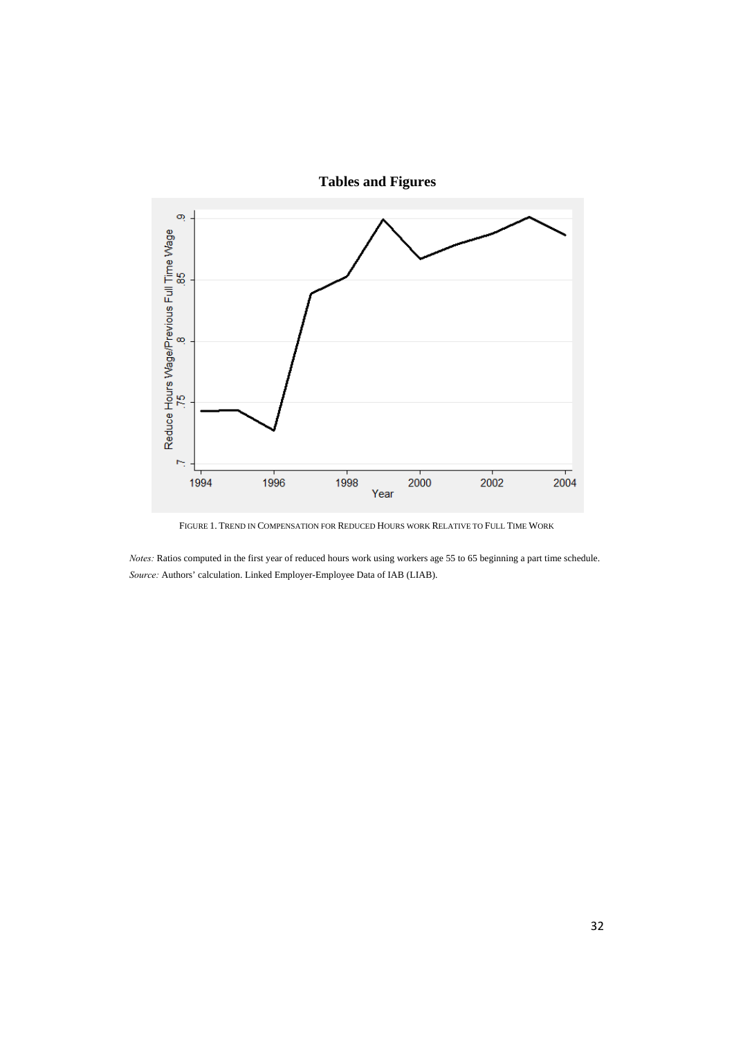# Tables and Figures

FIGURE 1. TREND IN COMPENSATION FOR REDUCED HOURS WORK RELATIVE TO FULL TIME WORK

*Notes:* Ratios computed in the first year of reduced hours work using workers age 55 to 65 beginning a part time schedule.
*Source:* Authors' calculation. Linked Employer-Employee Data of IAB (LIAB).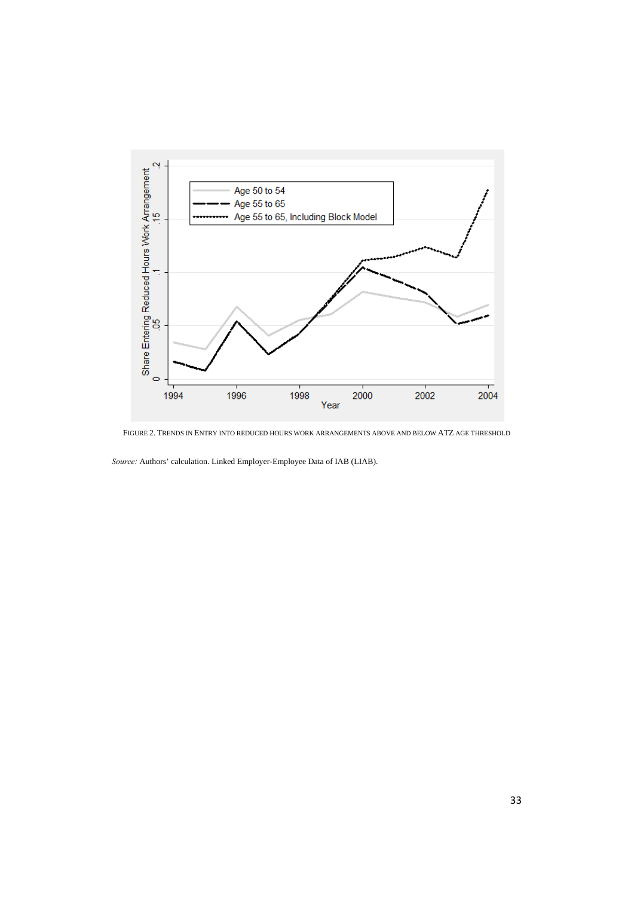FIGURE 2. TRENDS IN ENTRY INTO REDUCED HOURS WORK ARRANGEMENTS ABOVE AND BELOW ATZ AGE THRESHOLD

*Source:* Authors' calculation. Linked Employer-Employee Data of IAB (LIAB).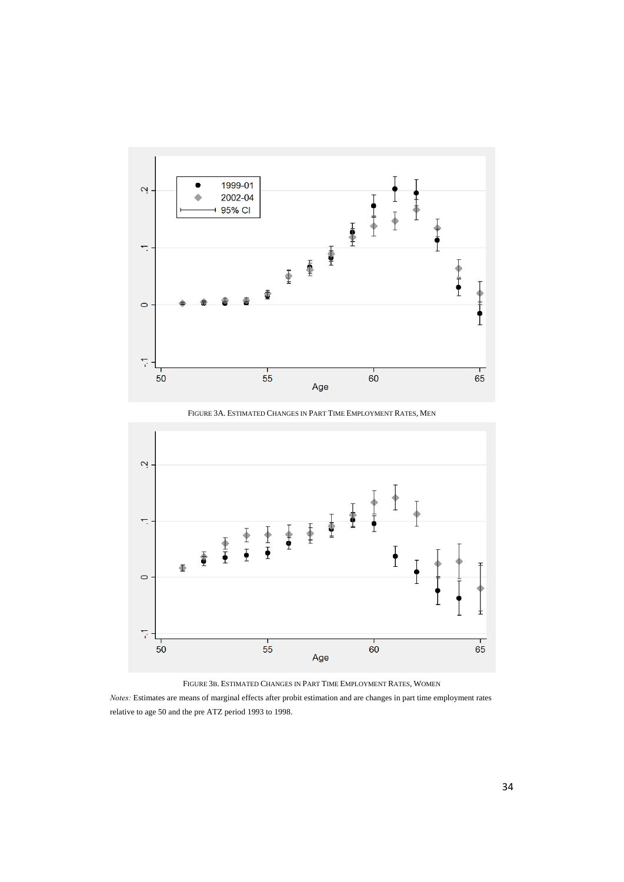FIGURE 3A. ESTIMATED CHANGES IN PART TIME EMPLOYMENT RATES, MEN

FIGURE 3B. ESTIMATED CHANGES IN PART TIME EMPLOYMENT RATES, WOMEN

*Notes:* Estimates are means of marginal effects after probit estimation and are changes in part time employment rates relative to age 50 and the pre ATZ period 1993 to 1998.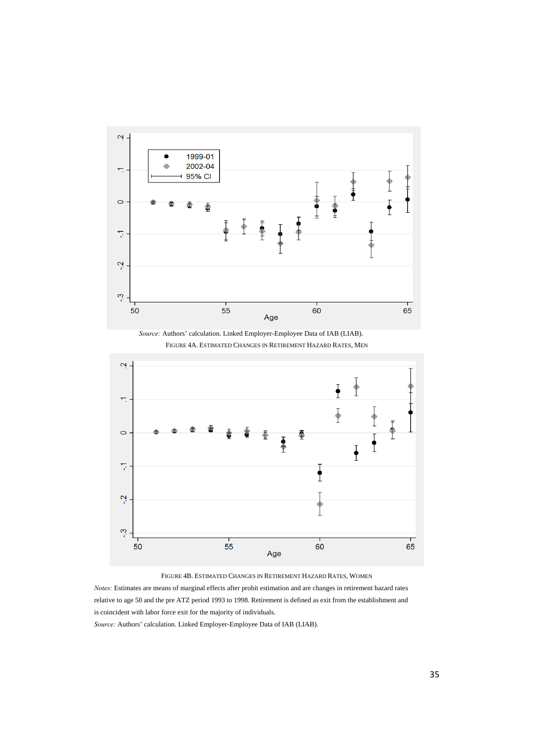*Source:* Authors' calculation. Linked Employer-Employee Data of IAB (LIAB).

FIGURE 4A. ESTIMATED CHANGES IN RETIREMENT HAZARD RATES, MEN

FIGURE 4B. ESTIMATED CHANGES IN RETIREMENT HAZARD RATES, WOMEN

*Notes:* Estimates are means of marginal effects after probit estimation and are changes in retirement hazard rates relative to age 50 and the pre ATZ period 1993 to 1998. Retirement is defined as exit from the establishment and is coincident with labor force exit for the majority of individuals.

*Source:* Authors' calculation. Linked Employer-Employee Data of IAB (LIAB).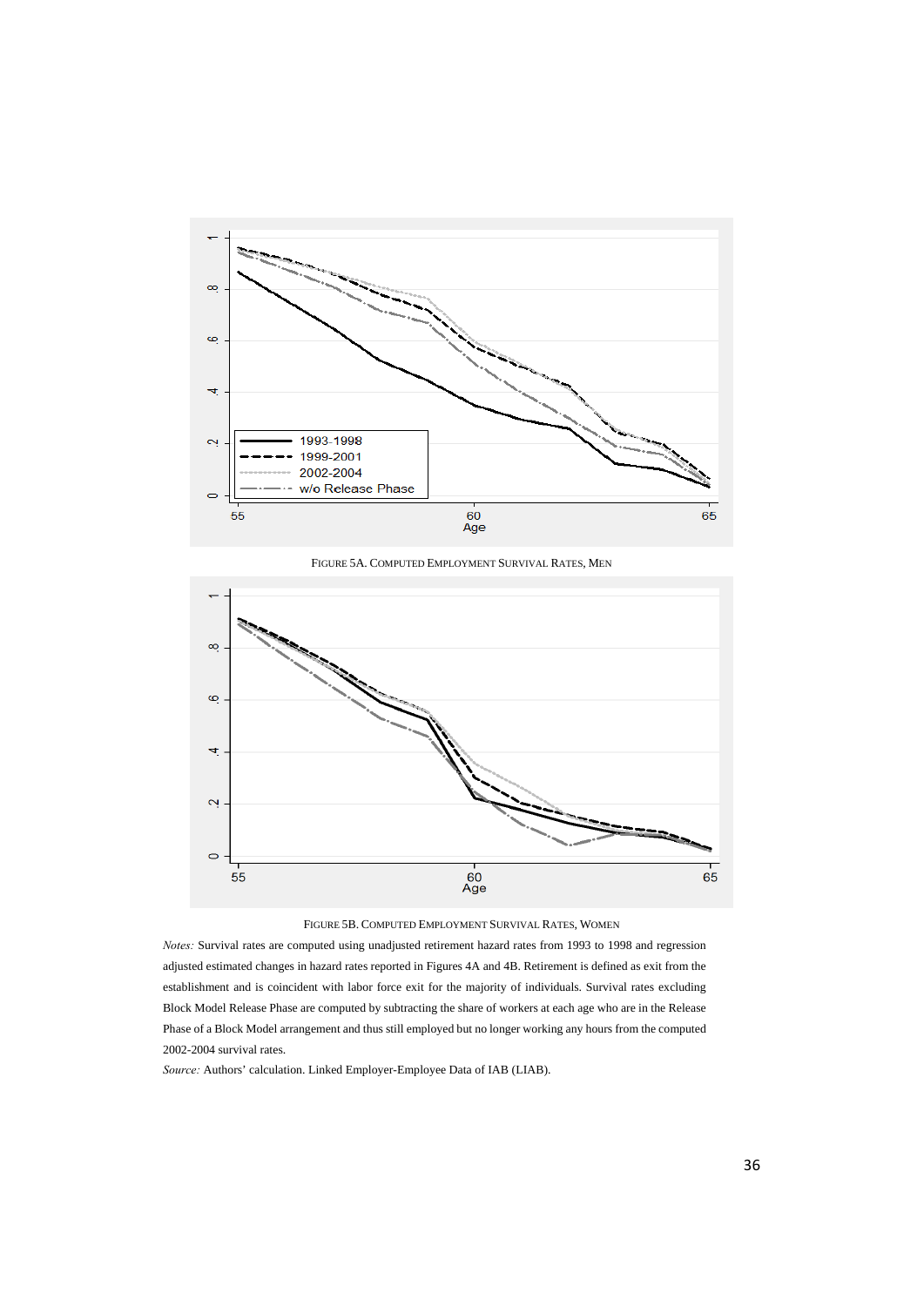FIGURE 5A. COMPUTED EMPLOYMENT SURVIVAL RATES, MEN

FIGURE 5B. COMPUTED EMPLOYMENT SURVIVAL RATES, WOMEN

*Notes:* Survival rates are computed using unadjusted retirement hazard rates from 1993 to 1998 and regression adjusted estimated changes in hazard rates reported in Figures 4A and 4B. Retirement is defined as exit from the establishment and is coincident with labor force exit for the majority of individuals. Survival rates excluding Block Model Release Phase are computed by subtracting the share of workers at each age who are in the Release Phase of a Block Model arrangement and thus still employed but no longer working any hours from the computed 2002-2004 survival rates.

*Source:* Authors' calculation. Linked Employer-Employee Data of IAB (LIAB).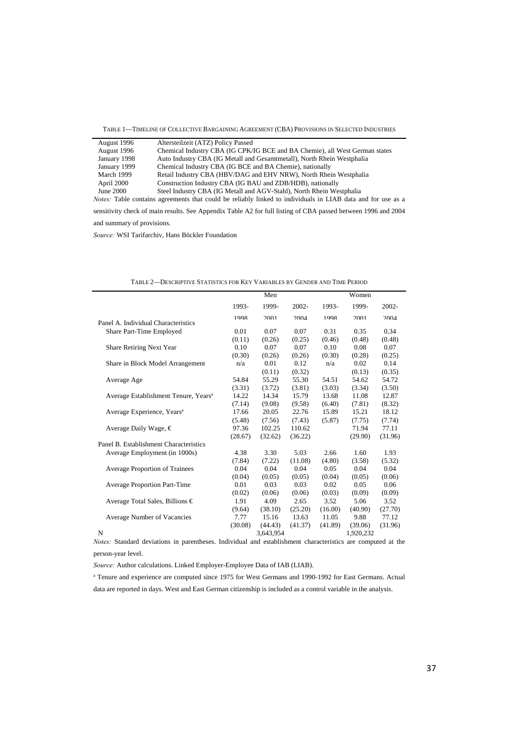TABLE 1—TIMELINE OF COLLECTIVE BARGAINING AGREEMENT (CBA) PROVISIONS IN SELECTED INDUSTRIES

| | |
|---|---|
| August 1996 | Altersteilzeit (ATZ) Policy Passed |
| August 1996 | Chemical Industry CBA (IG CPK/IG BCE and BA Chemie), all West German states |
| January 1998 | Auto Industry CBA (IG Metall and Gesamtmetall), North Rhein Westphalia |
| January 1999 | Chemical Industry CBA (IG BCE and BA Chemie), nationally |
| March 1999 | Retail Industry CBA (HBV/DAG and EHV NRW), North Rhein Westphalia |
| April 2000 | Construction Industry CBA (IG BAU and ZDB/HDB), nationally |
| June 2000 | Steel Industry CBA (IG Metall and AGV-Stahl), North Rhein Westphalia |

*Notes:* Table contains agreements that could be reliably linked to individuals in LIAB data and for use as a sensitivity check of main results. See Appendix Table A2 for full listing of CBA passed between 1996 and 2004 and summary of provisions.

*Source:* WSI Tarifarchiv, Hans Böckler Foundation

TABLE 2—DESCRIPTIVE STATISTICS FOR KEY VARIABLES BY GENDER AND TIME PERIOD

| | Men | | | Women | | |
|---|---|---|---|---|---|---|
| | 1993-1998 | 1999-2001 | 2002-2004 | 1993-1998 | 1999-2001 | 2002-2004 |
| Panel A. Individual Characteristics | | | | | | |
| Share Part-Time Employed | 0.01 | 0.07 | 0.07 | 0.31 | 0.35 | 0.34 |
| | (0.11) | (0.26) | (0.25) | (0.46) | (0.48) | (0.48) |
| Share Retiring Next Year | 0.10 | 0.07 | 0.07 | 0.10 | 0.08 | 0.07 |
| | (0.30) | (0.26) | (0.26) | (0.30) | (0.28) | (0.25) |
| Share in Block Model Arrangement | n/a | 0.01 | 0.12 | n/a | 0.02 | 0.14 |
| | | (0.11) | (0.32) | | (0.13) | (0.35) |
| Average Age | 54.84 | 55.29 | 55.30 | 54.51 | 54.62 | 54.72 |
| | (3.31) | (3.72) | (3.81) | (3.03) | (3.34) | (3.50) |
| Average Establishment Tenure, Years[a] | 14.22 | 14.34 | 15.79 | 13.68 | 11.08 | 12.87 |
| | (7.14) | (9.08) | (9.58) | (6.40) | (7.81) | (8.32) |
| Average Experience, Years[a] | 17.66 | 20.05 | 22.76 | 15.89 | 15.21 | 18.12 |
| | (5.48) | (7.56) | (7.43) | (5.87) | (7.75) | (7.74) |
| Average Daily Wage, € | 97.36 | 102.25 | 110.62 | | 71.94 | 77.11 |
| | (28.67) | (32.62) | (36.22) | | (29.90) | (31.96) |
| Panel B. Establishment Characteristics | | | | | | |
| Average Employment (in 1000s) | 4.38 | 3.30 | 5.03 | 2.66 | 1.60 | 1.93 |
| | (7.84) | (7.22) | (11.08) | (4.80) | (3.58) | (5.32) |
| Average Proportion of Trainees | 0.04 | 0.04 | 0.04 | 0.05 | 0.04 | 0.04 |
| | (0.04) | (0.05) | (0.05) | (0.04) | (0.05) | (0.06) |
| Average Proportion Part-Time | 0.01 | 0.03 | 0.03 | 0.02 | 0.05 | 0.06 |
| | (0.02) | (0.06) | (0.06) | (0.03) | (0.09) | (0.09) |
| Average Total Sales, Billions € | 1.91 | 4.09 | 2.65 | 3.52 | 5.06 | 3.52 |
| | (9.64) | (38.10) | (25.20) | (16.00) | (40.90) | (27.70) |
| Average Number of Vacancies | 7.77 | 15.16 | 13.63 | 11.05 | 9.88 | 77.12 |
| | (30.08) | (44.43) | (41.37) | (41.89) | (39.06) | (31.96) |
| N | | 3,643,954 | | | 1,920,232 | |

*Notes:* Standard deviations in parentheses. Individual and establishment characteristics are computed at the person-year level.

*Source:* Author calculations. Linked Employer-Employee Data of IAB (LIAB).

[a] Tenure and experience are computed since 1975 for West Germans and 1990-1992 for East Germans. Actual data are reported in days. West and East German citizenship is included as a control variable in the analysis.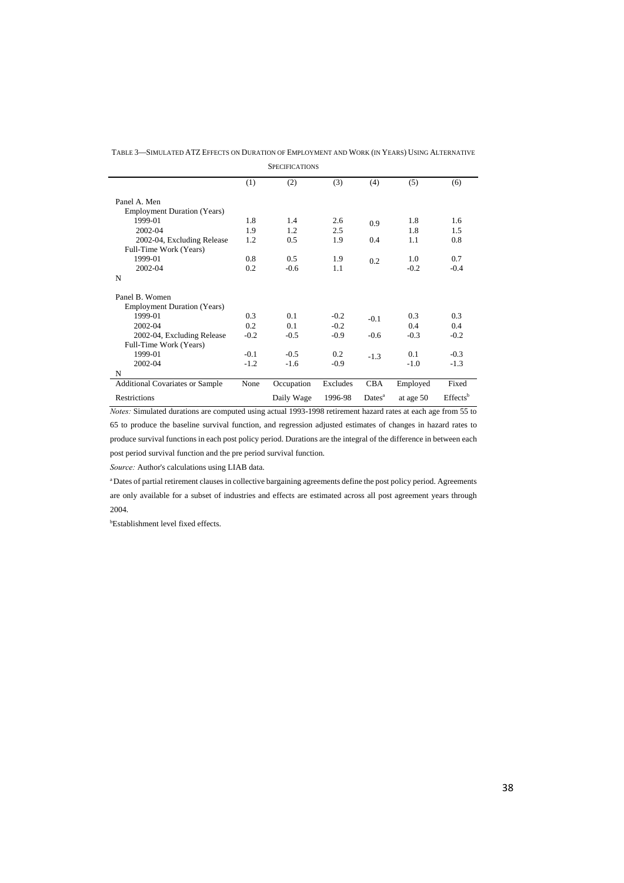TABLE 3—SIMULATED ATZ EFFECTS ON DURATION OF EMPLOYMENT AND WORK (IN YEARS) USING ALTERNATIVE SPECIFICATIONS

| | (1) | (2) | (3) | (4) | (5) | (6) |
|---|---|---|---|---|---|---|
| Panel A. Men | | | | | | |
| Employment Duration (Years) | | | | | | |
| 1999-01 | 1.8 | 1.4 | 2.6 | 0.9 | 1.8 | 1.6 |
| 2002-04 | 1.9 | 1.2 | 2.5 | | 1.8 | 1.5 |
| 2002-04, Excluding Release | 1.2 | 0.5 | 1.9 | 0.4 | 1.1 | 0.8 |
| Full-Time Work (Years) | | | | | | |
| 1999-01 | 0.8 | 0.5 | 1.9 | 0.2 | 1.0 | 0.7 |
| 2002-04 | 0.2 | -0.6 | 1.1 | | -0.2 | -0.4 |
| N | | | | | | |
| Panel B. Women | | | | | | |
| Employment Duration (Years) | | | | | | |
| 1999-01 | 0.3 | 0.1 | -0.2 | -0.1 | 0.3 | 0.3 |
| 2002-04 | 0.2 | 0.1 | -0.2 | | 0.4 | 0.4 |
| 2002-04, Excluding Release | -0.2 | -0.5 | -0.9 | -0.6 | -0.3 | -0.2 |
| Full-Time Work (Years) | | | | | | |
| 1999-01 | -0.1 | -0.5 | 0.2 | -1.3 | 0.1 | -0.3 |
| 2002-04 | -1.2 | -1.6 | -0.9 | | -1.0 | -1.3 |
| N | | | | | | |
| Additional Covariates or Sample Restrictions | None | Occupation Daily Wage | Excludes 1996-98 | CBA Dates[a] | Employed at age 50 | Fixed Effects[b] |

*Notes:* Simulated durations are computed using actual 1993-1998 retirement hazard rates at each age from 55 to 65 to produce the baseline survival function, and regression adjusted estimates of changes in hazard rates to produce survival functions in each post policy period. Durations are the integral of the difference in between each post period survival function and the pre period survival function.

*Source:* Author's calculations using LIAB data.

[a] Dates of partial retirement clauses in collective bargaining agreements define the post policy period. Agreements are only available for a subset of industries and effects are estimated across all post agreement years through 2004.

[b] Establishment level fixed effects.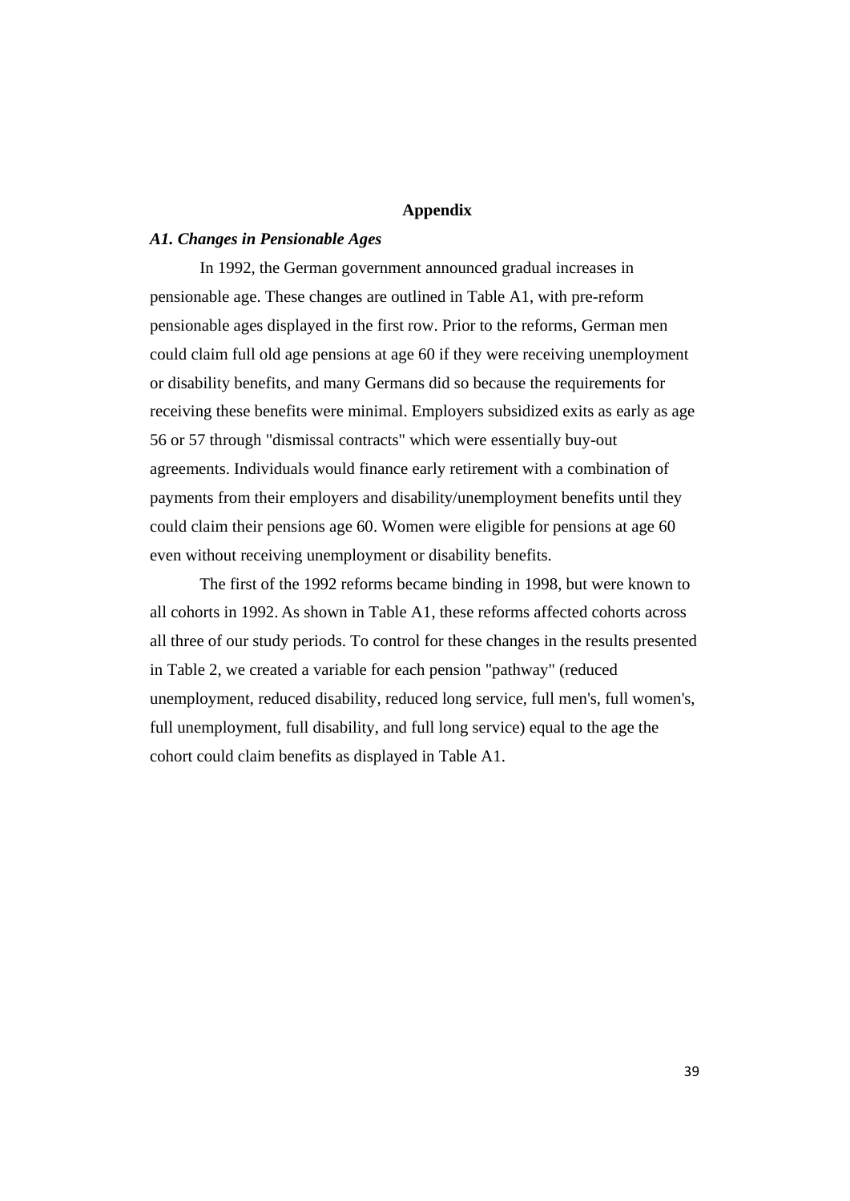## Appendix

### *A1. Changes in Pensionable Ages*

In 1992, the German government announced gradual increases in pensionable age. These changes are outlined in Table A1, with pre-reform pensionable ages displayed in the first row. Prior to the reforms, German men could claim full old age pensions at age 60 if they were receiving unemployment or disability benefits, and many Germans did so because the requirements for receiving these benefits were minimal. Employers subsidized exits as early as age 56 or 57 through "dismissal contracts" which were essentially buy-out agreements. Individuals would finance early retirement with a combination of payments from their employers and disability/unemployment benefits until they could claim their pensions age 60. Women were eligible for pensions at age 60 even without receiving unemployment or disability benefits.

The first of the 1992 reforms became binding in 1998, but were known to all cohorts in 1992. As shown in Table A1, these reforms affected cohorts across all three of our study periods. To control for these changes in the results presented in Table 2, we created a variable for each pension "pathway" (reduced unemployment, reduced disability, reduced long service, full men's, full women's, full unemployment, full disability, and full long service) equal to the age the cohort could claim benefits as displayed in Table A1.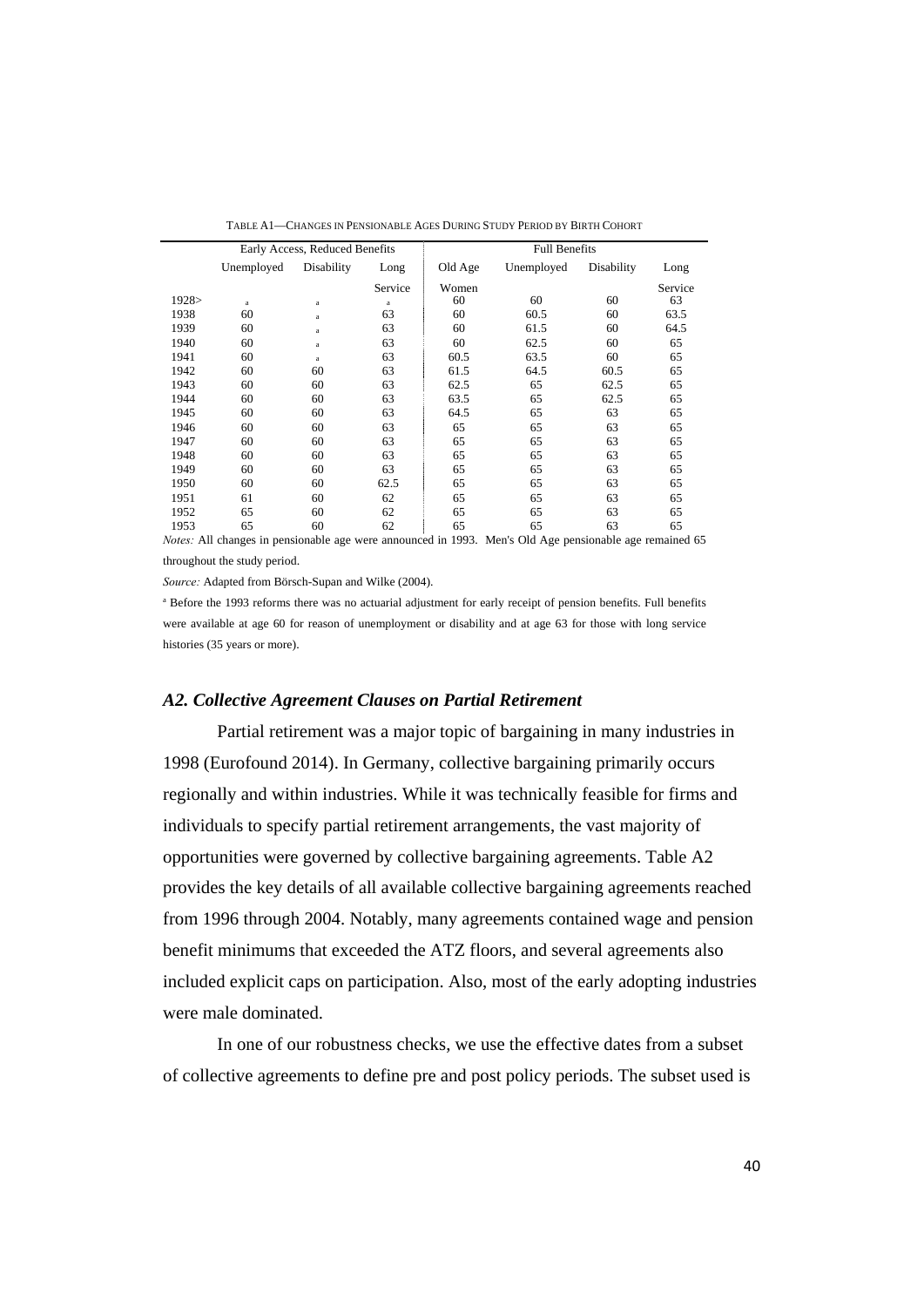TABLE A1—CHANGES IN PENSIONABLE AGES DURING STUDY PERIOD BY BIRTH COHORT

| | Early Access, Reduced Benefits | | | Full Benefits | | | |
|---|---|---|---|---|---|---|---|
| | Unemployed | Disability | Long Service | Old Age Women | Unemployed | Disability | Long Service |
| 1928> | a | a | a | 60 | 60 | 60 | 63 |
| 1938 | 60 | a | 63 | 60 | 60.5 | 60 | 63.5 |
| 1939 | 60 | a | 63 | 60 | 61.5 | 60 | 64.5 |
| 1940 | 60 | a | 63 | 60 | 62.5 | 60 | 65 |
| 1941 | 60 | a | 63 | 60.5 | 63.5 | 60 | 65 |
| 1942 | 60 | 60 | 63 | 61.5 | 64.5 | 60.5 | 65 |
| 1943 | 60 | 60 | 63 | 62.5 | 65 | 62.5 | 65 |
| 1944 | 60 | 60 | 63 | 63.5 | 65 | 62.5 | 65 |
| 1945 | 60 | 60 | 63 | 64.5 | 65 | 63 | 65 |
| 1946 | 60 | 60 | 63 | 65 | 65 | 63 | 65 |
| 1947 | 60 | 60 | 63 | 65 | 65 | 63 | 65 |
| 1948 | 60 | 60 | 63 | 65 | 65 | 63 | 65 |
| 1949 | 60 | 60 | 63 | 65 | 65 | 63 | 65 |
| 1950 | 60 | 60 | 62.5 | 65 | 65 | 63 | 65 |
| 1951 | 61 | 60 | 62 | 65 | 65 | 63 | 65 |
| 1952 | 65 | 60 | 62 | 65 | 65 | 63 | 65 |
| 1953 | 65 | 60 | 62 | 65 | 65 | 63 | 65 |

*Notes:* All changes in pensionable age were announced in 1993. Men's Old Age pensionable age remained 65 throughout the study period.

*Source:* Adapted from Börsch-Supan and Wilke (2004).

[a] Before the 1993 reforms there was no actuarial adjustment for early receipt of pension benefits. Full benefits were available at age 60 for reason of unemployment or disability and at age 63 for those with long service histories (35 years or more).

### *A2. Collective Agreement Clauses on Partial Retirement*

Partial retirement was a major topic of bargaining in many industries in 1998 (Eurofound 2014). In Germany, collective bargaining primarily occurs regionally and within industries. While it was technically feasible for firms and individuals to specify partial retirement arrangements, the vast majority of opportunities were governed by collective bargaining agreements. Table A2 provides the key details of all available collective bargaining agreements reached from 1996 through 2004. Notably, many agreements contained wage and pension benefit minimums that exceeded the ATZ floors, and several agreements also included explicit caps on participation. Also, most of the early adopting industries were male dominated.

In one of our robustness checks, we use the effective dates from a subset of collective agreements to define pre and post policy periods. The subset used is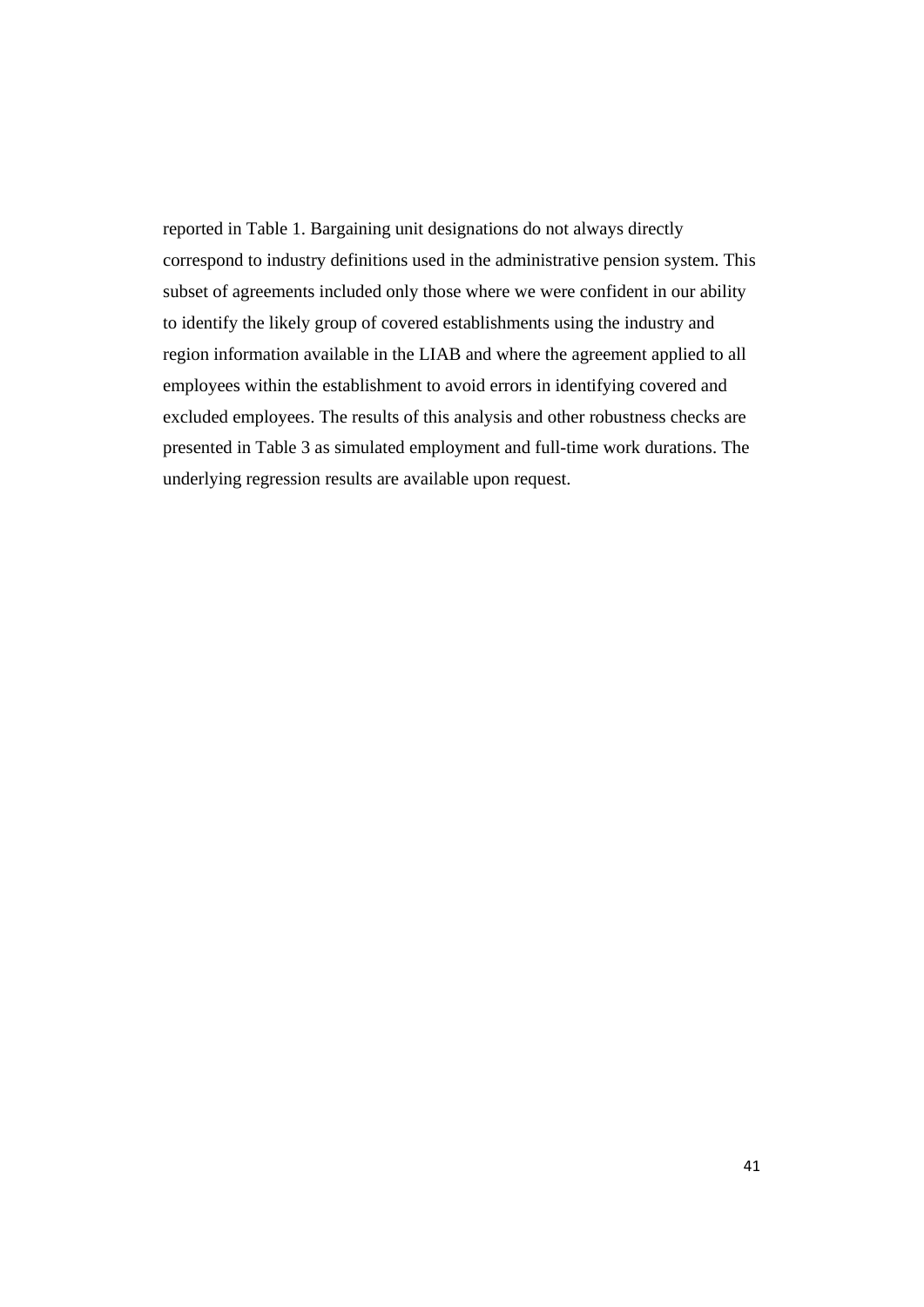reported in Table 1. Bargaining unit designations do not always directly correspond to industry definitions used in the administrative pension system. This subset of agreements included only those where we were confident in our ability to identify the likely group of covered establishments using the industry and region information available in the LIAB and where the agreement applied to all employees within the establishment to avoid errors in identifying covered and excluded employees. The results of this analysis and other robustness checks are presented in Table 3 as simulated employment and full-time work durations. The underlying regression results are available upon request.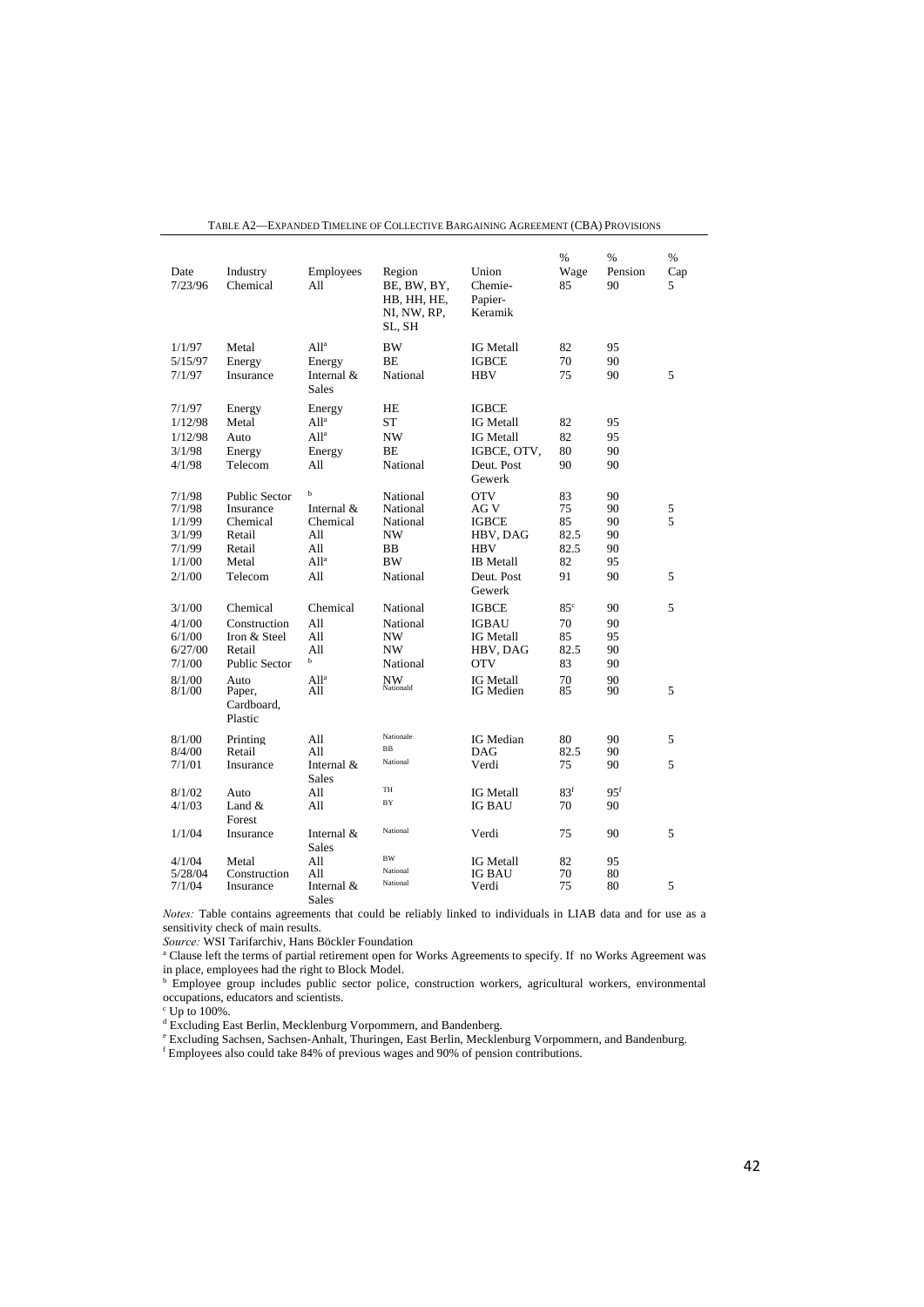TABLE A2—EXPANDED TIMELINE OF COLLECTIVE BARGAINING AGREEMENT (CBA) PROVISIONS

| Date | Industry | Employees | Region | Union | % Wage | % Pension | % Cap |
|---|---|---|---|---|---|---|---|
| 7/23/96 | Chemical | All | BE, BW, BY, HB, HH, HE, NI, NW, RP, SL, SH | Chemie-Papier-Keramik | 85 | 90 | 5 |
| 1/1/97 | Metal | All[a] | BW | IG Metall | 82 | 95 | |
| 5/15/97 | Energy | Energy | BE | IGBCE | 70 | 90 | |
| 7/1/97 | Insurance | Internal & Sales | National | HBV | 75 | 90 | 5 |
| 7/1/97 | Energy | Energy | HE | IGBCE | | | |
| 1/12/98 | Metal | All[a] | ST | IG Metall | 82 | 95 | |
| 1/12/98 | Auto | All[a] | NW | IG Metall | 82 | 95 | |
| 3/1/98 | Energy | Energy | BE | IGBCE, OTV, | 80 | 90 | |
| 4/1/98 | Telecom | All | National | Deut. Post Gewerk | 90 | 90 | |
| 7/1/98 | Public Sector | [b] | National | OTV | 83 | 90 | |
| 7/1/98 | Insurance | Internal & | National | AG V | 75 | 90 | 5 |
| 1/1/99 | Chemical | Chemical | National | IGBCE | 85 | 90 | 5 |
| 3/1/99 | Retail | All | NW | HBV, DAG | 82.5 | 90 | |
| 7/1/99 | Retail | All | BB | HBV | 82.5 | 90 | |
| 1/1/00 | Metal | All[a] | BW | IB Metall | 82 | 95 | |
| 2/1/00 | Telecom | All | National | Deut. Post Gewerk | 91 | 90 | 5 |
| 3/1/00 | Chemical | Chemical | National | IGBCE | 85[c] | 90 | 5 |
| 4/1/00 | Construction | All | National | IGBAU | 70 | 90 | |
| 6/1/00 | Iron & Steel | All | NW | IG Metall | 85 | 95 | |
| 6/27/00 | Retail | All | NW | HBV, DAG | 82.5 | 90 | |
| 7/1/00 | Public Sector | [b] | National | OTV | 83 | 90 | |
| 8/1/00 | Auto | All[a] | NW | IG Metall | 70 | 90 | |
| 8/1/00 | Paper, Cardboard, Plastic | All | National[d] | IG Medien | 85 | 90 | 5 |
| 8/1/00 | Printing | All | National[e] | IG Median | 80 | 90 | 5 |
| 8/4/00 | Retail | All | BB | DAG | 82.5 | 90 | |
| 7/1/01 | Insurance | Internal & Sales | National | Verdi | 75 | 90 | 5 |
| 8/1/02 | Auto | All | TH | IG Metall | 83[f] | 95[f] | |
| 4/1/03 | Land & Forest | All | BY | IG BAU | 70 | 90 | |
| 1/1/04 | Insurance | Internal & Sales | National | Verdi | 75 | 90 | 5 |
| 4/1/04 | Metal | All | BW | IG Metall | 82 | 95 | |
| 5/28/04 | Construction | All | National | IG BAU | 70 | 80 | |
| 7/1/04 | Insurance | Internal & Sales | National | Verdi | 75 | 80 | 5 |

*Notes:* Table contains agreements that could be reliably linked to individuals in LIAB data and for use as a sensitivity check of main results.

*Source:* WSI Tarifarchiv, Hans Böckler Foundation

[a] Clause left the terms of partial retirement open for Works Agreements to specify. If no Works Agreement was in place, employees had the right to Block Model.

[b] Employee group includes public sector police, construction workers, agricultural workers, environmental occupations, educators and scientists.

[c] Up to 100%.

[d] Excluding East Berlin, Mecklenburg Vorpommern, and Bandenberg.

[e] Excluding Sachsen, Sachsen-Anhalt, Thuringen, East Berlin, Mecklenburg Vorpommern, and Bandenburg.

[f] Employees also could take 84% of previous wages and 90% of pension contributions.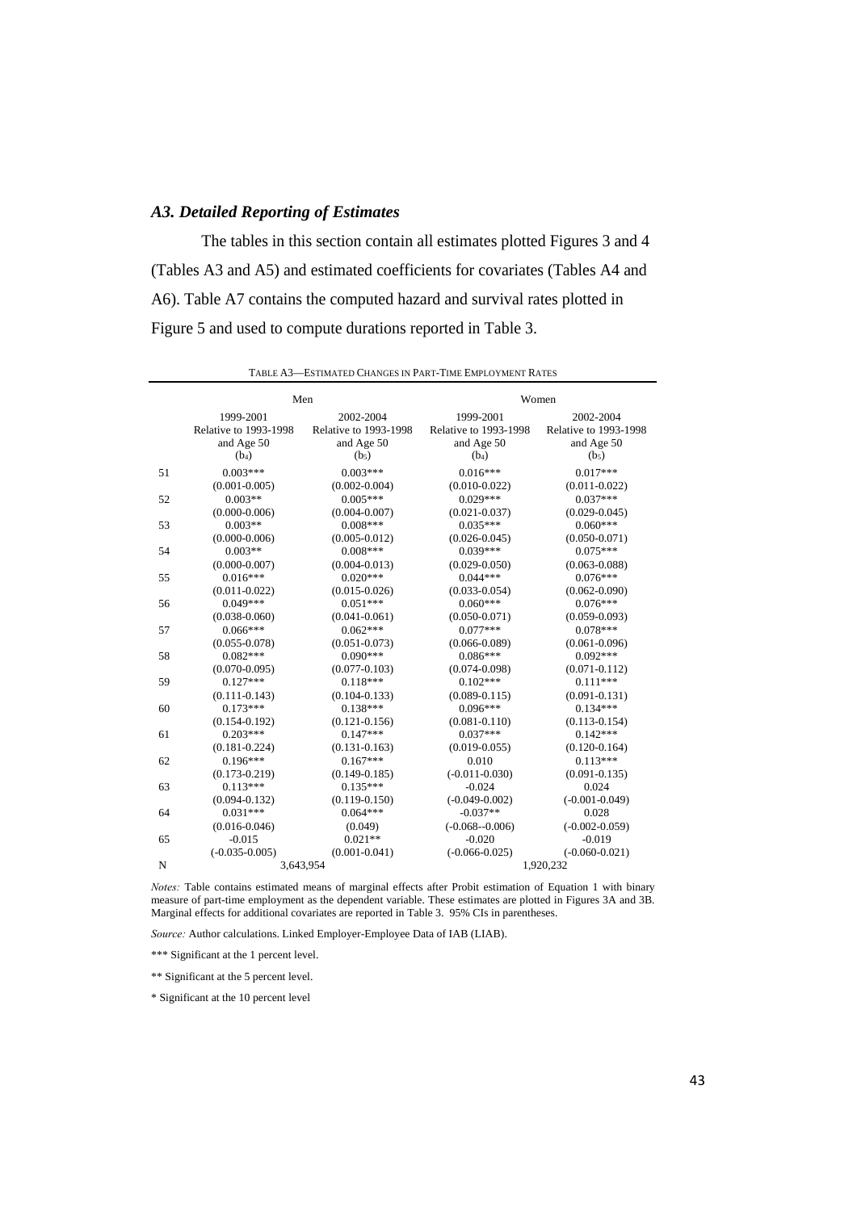### *A3. Detailed Reporting of Estimates*

The tables in this section contain all estimates plotted Figures 3 and 4 (Tables A3 and A5) and estimated coefficients for covariates (Tables A4 and A6). Table A7 contains the computed hazard and survival rates plotted in Figure 5 and used to compute durations reported in Table 3.

TABLE A3—ESTIMATED CHANGES IN PART-TIME EMPLOYMENT RATES

| | Men | | Women | |
|---|---|---|---|---|
| | 1999-2001 Relative to 1993-1998 and Age 50 ($b_4$) | 2002-2004 Relative to 1993-1998 and Age 50 ($b_5$) | 1999-2001 Relative to 1993-1998 and Age 50 ($b_4$) | 2002-2004 Relative to 1993-1998 and Age 50 ($b_5$) |
| 51 | 0.003*** | 0.003*** | 0.016*** | 0.017*** |
| | (0.001-0.005) | (0.002-0.004) | (0.010-0.022) | (0.011-0.022) |
| 52 | 0.003** | 0.005*** | 0.029*** | 0.037*** |
| | (0.000-0.006) | (0.004-0.007) | (0.021-0.037) | (0.029-0.045) |
| 53 | 0.003** | 0.008*** | 0.035*** | 0.060*** |
| | (0.000-0.006) | (0.005-0.012) | (0.026-0.045) | (0.050-0.071) |
| 54 | 0.003** | 0.008*** | 0.039*** | 0.075*** |
| | (0.000-0.007) | (0.004-0.013) | (0.029-0.050) | (0.063-0.088) |
| 55 | 0.016*** | 0.020*** | 0.044*** | 0.076*** |
| | (0.011-0.022) | (0.015-0.026) | (0.033-0.054) | (0.062-0.090) |
| 56 | 0.049*** | 0.051*** | 0.060*** | 0.076*** |
| | (0.038-0.060) | (0.041-0.061) | (0.050-0.071) | (0.059-0.093) |
| 57 | 0.066*** | 0.062*** | 0.077*** | 0.078*** |
| | (0.055-0.078) | (0.051-0.073) | (0.066-0.089) | (0.061-0.096) |
| 58 | 0.082*** | 0.090*** | 0.086*** | 0.092*** |
| | (0.070-0.095) | (0.077-0.103) | (0.074-0.098) | (0.071-0.112) |
| 59 | 0.127*** | 0.118*** | 0.102*** | 0.111*** |
| | (0.111-0.143) | (0.104-0.133) | (0.089-0.115) | (0.091-0.131) |
| 60 | 0.173*** | 0.138*** | 0.096*** | 0.134*** |
| | (0.154-0.192) | (0.121-0.156) | (0.081-0.110) | (0.113-0.154) |
| 61 | 0.203*** | 0.147*** | 0.037*** | 0.142*** |
| | (0.181-0.224) | (0.131-0.163) | (0.019-0.055) | (0.120-0.164) |
| 62 | 0.196*** | 0.167*** | 0.010 | 0.113*** |
| | (0.173-0.219) | (0.149-0.185) | (-0.011-0.030) | (0.091-0.135) |
| 63 | 0.113*** | 0.135*** | -0.024 | 0.024 |
| | (0.094-0.132) | (0.119-0.150) | (-0.049-0.002) | (-0.001-0.049) |
| 64 | 0.031*** | 0.064*** | -0.037** | 0.028 |
| | (0.016-0.046) | (0.049) | (-0.068--0.006) | (-0.002-0.059) |
| 65 | -0.015 | 0.021** | -0.020 | -0.019 |
| | (-0.035-0.005) | (0.001-0.041) | (-0.066-0.025) | (-0.060-0.021) |
| N | 3,643,954 | | 1,920,232 | |

*Notes:* Table contains estimated means of marginal effects after Probit estimation of Equation 1 with binary measure of part-time employment as the dependent variable. These estimates are plotted in Figures 3A and 3B. Marginal effects for additional covariates are reported in Table 3. 95% CIs in parentheses.

*Source:* Author calculations. Linked Employer-Employee Data of IAB (LIAB).

*** Significant at the 1 percent level.

** Significant at the 5 percent level.

* Significant at the 10 percent level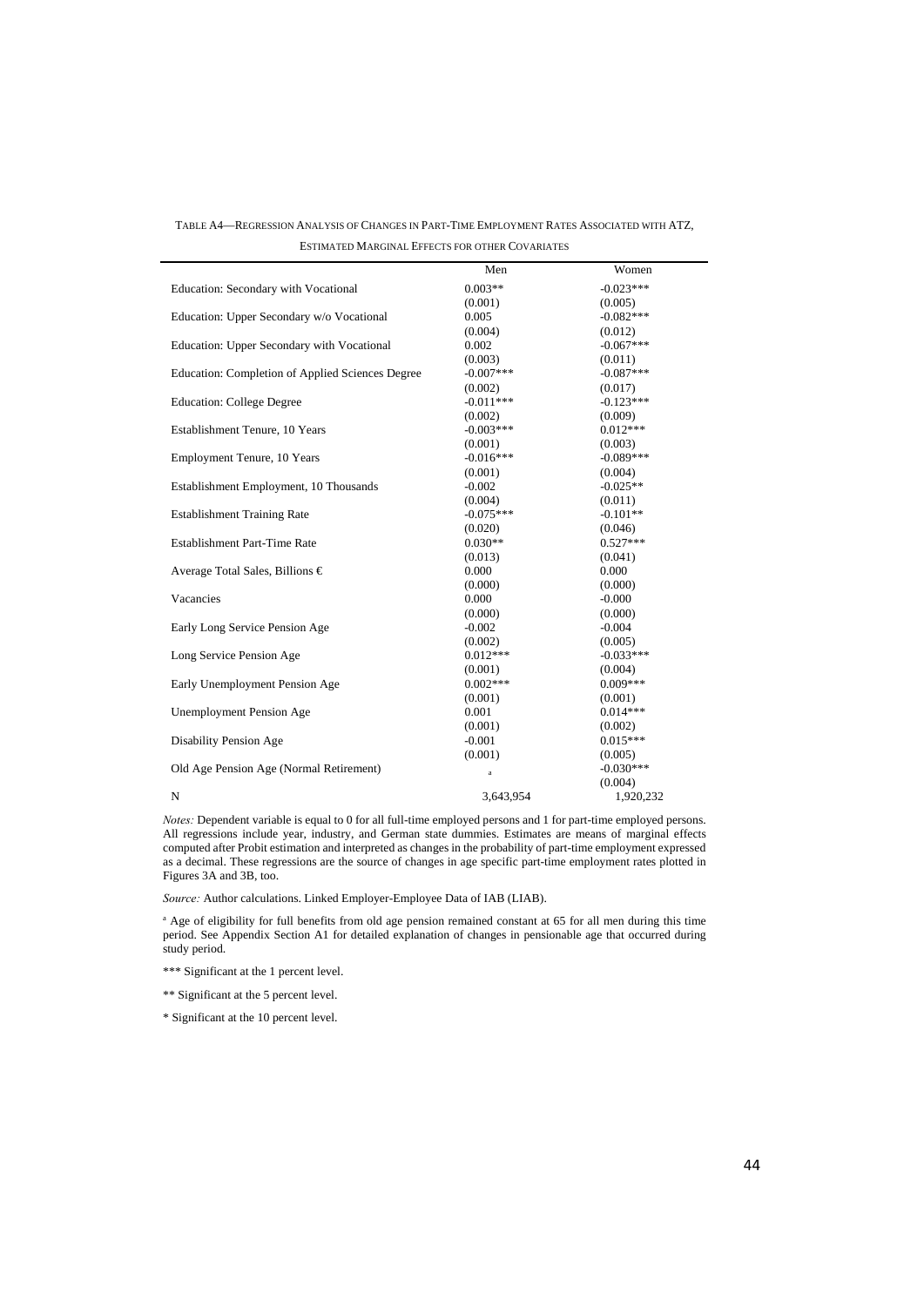TABLE A4—REGRESSION ANALYSIS OF CHANGES IN PART-TIME EMPLOYMENT RATES ASSOCIATED WITH ATZ, ESTIMATED MARGINAL EFFECTS FOR OTHER COVARIATES

| | Men | Women |
|---|---|---|
| Education: Secondary with Vocational | 0.003** | -0.023*** |
| | (0.001) | (0.005) |
| Education: Upper Secondary w/o Vocational | 0.005 | -0.082*** |
| | (0.004) | (0.012) |
| Education: Upper Secondary with Vocational | 0.002 | -0.067*** |
| | (0.003) | (0.011) |
| Education: Completion of Applied Sciences Degree | -0.007*** | -0.087*** |
| | (0.002) | (0.017) |
| Education: College Degree | -0.011*** | -0.123*** |
| | (0.002) | (0.009) |
| Establishment Tenure, 10 Years | -0.003*** | 0.012*** |
| | (0.001) | (0.003) |
| Employment Tenure, 10 Years | -0.016*** | -0.089*** |
| | (0.001) | (0.004) |
| Establishment Employment, 10 Thousands | -0.002 | -0.025** |
| | (0.004) | (0.011) |
| Establishment Training Rate | -0.075*** | -0.101** |
| | (0.020) | (0.046) |
| Establishment Part-Time Rate | 0.030** | 0.527*** |
| | (0.013) | (0.041) |
| Average Total Sales, Billions € | 0.000 | 0.000 |
| | (0.000) | (0.000) |
| Vacancies | 0.000 | -0.000 |
| | (0.000) | (0.000) |
| Early Long Service Pension Age | -0.002 | -0.004 |
| | (0.002) | (0.005) |
| Long Service Pension Age | 0.012*** | -0.033*** |
| | (0.001) | (0.004) |
| Early Unemployment Pension Age | 0.002*** | 0.009*** |
| | (0.001) | (0.001) |
| Unemployment Pension Age | 0.001 | 0.014*** |
| | (0.001) | (0.002) |
| Disability Pension Age | -0.001 | 0.015*** |
| | (0.001) | (0.005) |
| Old Age Pension Age (Normal Retirement) | [a] | -0.030*** |
| | | (0.004) |
| N | 3,643,954 | 1,920,232 |

*Notes:* Dependent variable is equal to 0 for all full-time employed persons and 1 for part-time employed persons. All regressions include year, industry, and German state dummies. Estimates are means of marginal effects computed after Probit estimation and interpreted as changes in the probability of part-time employment expressed as a decimal. These regressions are the source of changes in age specific part-time employment rates plotted in Figures 3A and 3B, too.

*Source:* Author calculations. Linked Employer-Employee Data of IAB (LIAB).

[a] Age of eligibility for full benefits from old age pension remained constant at 65 for all men during this time period. See Appendix Section A1 for detailed explanation of changes in pensionable age that occurred during study period.

*** Significant at the 1 percent level.

** Significant at the 5 percent level.

* Significant at the 10 percent level.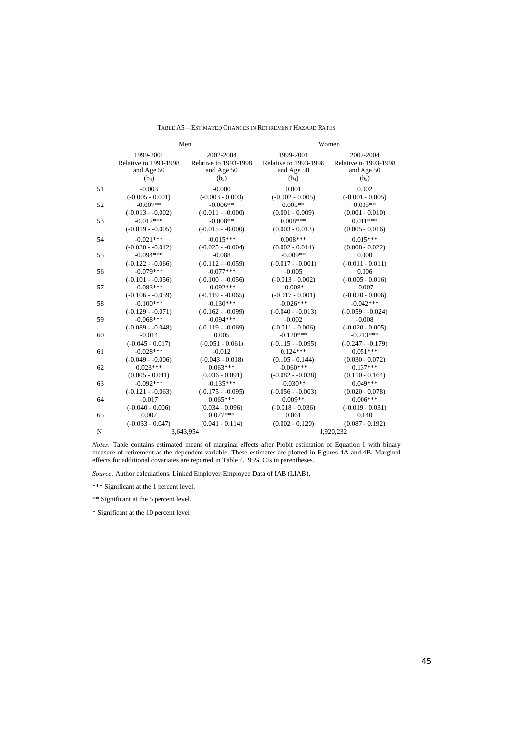TABLE A5—ESTIMATED CHANGES IN RETIREMENT HAZARD RATES

| | Men | | Women | |
|---|---|---|---|---|
| | 1999-2001 Relative to 1993-1998 and Age 50 ($b_4$) | 2002-2004 Relative to 1993-1998 and Age 50 ($b_5$) | 1999-2001 Relative to 1993-1998 and Age 50 ($b_4$) | 2002-2004 Relative to 1993-1998 and Age 50 ($b_5$) |
| 51 | -0.003 | -0.000 | 0.001 | 0.002 |
| | (-0.005 - 0.001) | (-0.003 - 0.003) | (-0.002 - 0.005) | (-0.001 - 0.005) |
| 52 | -0.007** | -0.006** | 0.005** | 0.005** |
| | (-0.013 - -0.002) | (-0.011 - -0.000) | (0.001 - 0.009) | (0.001 - 0.010) |
| 53 | -0.012*** | -0.008** | 0.008*** | 0.011*** |
| | (-0.019 - -0.005) | (-0.015 - -0.000) | (0.003 - 0.013) | (0.005 - 0.016) |
| 54 | -0.021*** | -0.015*** | 0.008*** | 0.015*** |
| | (-0.030 - -0.012) | (-0.025 - -0.004) | (0.002 - 0.014) | (0.008 - 0.022) |
| 55 | -0.094*** | -0.088 | -0.009** | 0.000 |
| | (-0.122 - -0.066) | (-0.112 - -0.059) | (-0.017 - -0.001) | (-0.011 - 0.011) |
| 56 | -0.079*** | -0.077*** | -0.005 | 0.006 |
| | (-0.101 - -0.056) | (-0.100 - -0.056) | (-0.013 - 0.002) | (-0.005 - 0.016) |
| 57 | -0.083*** | -0.092*** | -0.008* | -0.007 |
| | (-0.106 - -0.059) | (-0.119 - -0.065) | (-0.017 - 0.001) | (-0.020 - 0.006) |
| 58 | -0.100*** | -0.130*** | -0.026*** | -0.042*** |
| | (-0.129 - -0.071) | (-0.162 - -0.099) | (-0.040 - -0.013) | (-0.059 - -0.024) |
| 59 | -0.068*** | -0.094*** | -0.002 | -0.008 |
| | (-0.089 - -0.048) | (-0.119 - -0.069) | (-0.011 - 0.006) | (-0.020 - 0.005) |
| 60 | -0.014 | 0.005 | -0.120*** | -0.213*** |
| | (-0.045 - 0.017) | (-0.051 - 0.061) | (-0.115 - -0.095) | (-0.247 - -0.179) |
| 61 | -0.028*** | -0.012 | 0.124*** | 0.051*** |
| | (-0.049 - -0.006) | (-0.043 - 0.018) | (0.105 - 0.144) | (0.030 - 0.072) |
| 62 | 0.023*** | 0.063*** | -0.060*** | 0.137*** |
| | (0.005 - 0.041) | (0.036 - 0.091) | (-0.082 - -0.038) | (0.110 - 0.164) |
| 63 | -0.092*** | -0.135*** | -0.030** | 0.049*** |
| | (-0.121 - -0.063) | (-0.175 - -0.095) | (-0.056 - -0.003) | (0.020 - 0.078) |
| 64 | -0.017 | 0.065*** | 0.009** | 0.006*** |
| | (-0.040 - 0.006) | (0.034 - 0.096) | (-0.018 - 0.036) | (-0.019 - 0.031) |
| 65 | 0.007 | 0.077*** | 0.061 | 0.140 |
| | (-0.033 - 0.047) | (0.041 - 0.114) | (0.002 - 0.120) | (0.087 - 0.192) |
| N | 3,643,954 | | 1,920,232 | |

*Notes:* Table contains estimated means of marginal effects after Probit estimation of Equation 1 with binary measure of retirement as the dependent variable. These estimates are plotted in Figures 4A and 4B. Marginal effects for additional covariates are reported in Table 4. 95% CIs in parentheses.

*Source:* Author calculations. Linked Employer-Employee Data of IAB (LIAB).

*** Significant at the 1 percent level.

** Significant at the 5 percent level.

* Significant at the 10 percent level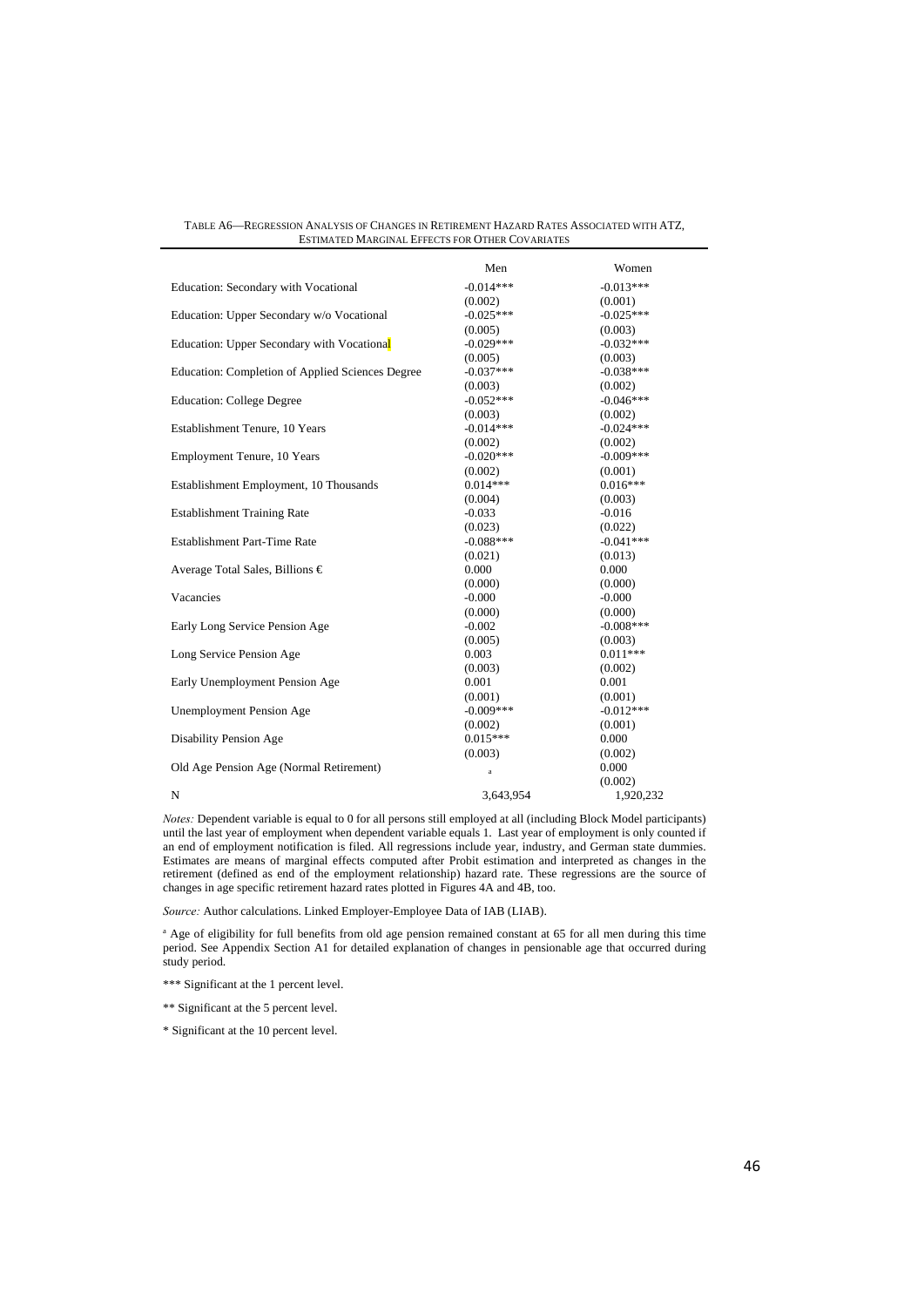TABLE A6—REGRESSION ANALYSIS OF CHANGES IN RETIREMENT HAZARD RATES ASSOCIATED WITH ATZ, ESTIMATED MARGINAL EFFECTS FOR OTHER COVARIATES

| | Men | Women |
|---|---|---|
| Education: Secondary with Vocational | -0.014*** | -0.013*** |
| | (0.002) | (0.001) |
| Education: Upper Secondary w/o Vocational | -0.025*** | -0.025*** |
| | (0.005) | (0.003) |
| Education: Upper Secondary with Vocational | -0.029*** | -0.032*** |
| | (0.005) | (0.003) |
| Education: Completion of Applied Sciences Degree | -0.037*** | -0.038*** |
| | (0.003) | (0.002) |
| Education: College Degree | -0.052*** | -0.046*** |
| | (0.003) | (0.002) |
| Establishment Tenure, 10 Years | -0.014*** | -0.024*** |
| | (0.002) | (0.002) |
| Employment Tenure, 10 Years | -0.020*** | -0.009*** |
| | (0.002) | (0.001) |
| Establishment Employment, 10 Thousands | 0.014*** | 0.016*** |
| | (0.004) | (0.003) |
| Establishment Training Rate | -0.033 | -0.016 |
| | (0.023) | (0.022) |
| Establishment Part-Time Rate | -0.088*** | -0.041*** |
| | (0.021) | (0.013) |
| Average Total Sales, Billions € | 0.000 | 0.000 |
| | (0.000) | (0.000) |
| Vacancies | -0.000 | -0.000 |
| | (0.000) | (0.000) |
| Early Long Service Pension Age | -0.002 | -0.008*** |
| | (0.005) | (0.003) |
| Long Service Pension Age | 0.003 | 0.011*** |
| | (0.003) | (0.002) |
| Early Unemployment Pension Age | 0.001 | 0.001 |
| | (0.001) | (0.001) |
| Unemployment Pension Age | -0.009*** | -0.012*** |
| | (0.002) | (0.001) |
| Disability Pension Age | 0.015*** | 0.000 |
| | (0.003) | (0.002) |
| Old Age Pension Age (Normal Retirement) | [a] | 0.000 |
| | | (0.002) |
| N | 3,643,954 | 1,920,232 |

*Notes:* Dependent variable is equal to 0 for all persons still employed at all (including Block Model participants) until the last year of employment when dependent variable equals 1. Last year of employment is only counted if an end of employment notification is filed. All regressions include year, industry, and German state dummies. Estimates are means of marginal effects computed after Probit estimation and interpreted as changes in the retirement (defined as end of the employment relationship) hazard rate. These regressions are the source of changes in age specific retirement hazard rates plotted in Figures 4A and 4B, too.

*Source:* Author calculations. Linked Employer-Employee Data of IAB (LIAB).

[a] Age of eligibility for full benefits from old age pension remained constant at 65 for all men during this time period. See Appendix Section A1 for detailed explanation of changes in pensionable age that occurred during study period.

*** Significant at the 1 percent level.

** Significant at the 5 percent level.

* Significant at the 10 percent level.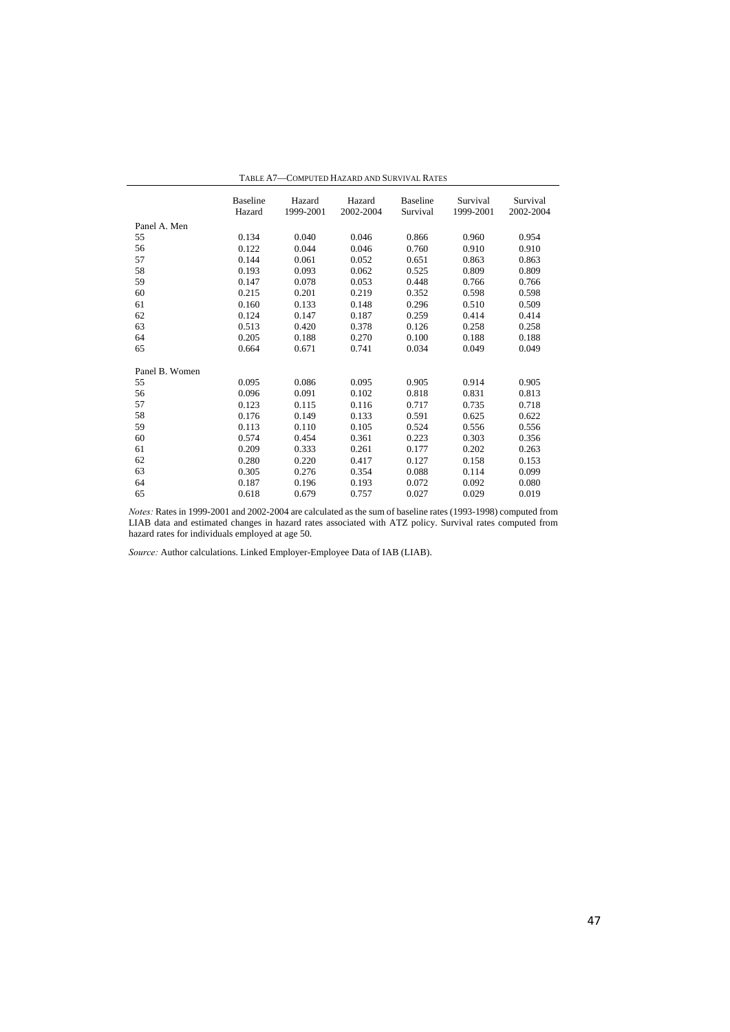TABLE A7—COMPUTED HAZARD AND SURVIVAL RATES

| | Baseline Hazard | Hazard 1999-2001 | Hazard 2002-2004 | Baseline Survival | Survival 1999-2001 | Survival 2002-2004 |
|---|---|---|---|---|---|---|
| Panel A. Men | | | | | | |
| 55 | 0.134 | 0.040 | 0.046 | 0.866 | 0.960 | 0.954 |
| 56 | 0.122 | 0.044 | 0.046 | 0.760 | 0.910 | 0.910 |
| 57 | 0.144 | 0.061 | 0.052 | 0.651 | 0.863 | 0.863 |
| 58 | 0.193 | 0.093 | 0.062 | 0.525 | 0.809 | 0.809 |
| 59 | 0.147 | 0.078 | 0.053 | 0.448 | 0.766 | 0.766 |
| 60 | 0.215 | 0.201 | 0.219 | 0.352 | 0.598 | 0.598 |
| 61 | 0.160 | 0.133 | 0.148 | 0.296 | 0.510 | 0.509 |
| 62 | 0.124 | 0.147 | 0.187 | 0.259 | 0.414 | 0.414 |
| 63 | 0.513 | 0.420 | 0.378 | 0.126 | 0.258 | 0.258 |
| 64 | 0.205 | 0.188 | 0.270 | 0.100 | 0.188 | 0.188 |
| 65 | 0.664 | 0.671 | 0.741 | 0.034 | 0.049 | 0.049 |
| Panel B. Women | | | | | | |
| 55 | 0.095 | 0.086 | 0.095 | 0.905 | 0.914 | 0.905 |
| 56 | 0.096 | 0.091 | 0.102 | 0.818 | 0.831 | 0.813 |
| 57 | 0.123 | 0.115 | 0.116 | 0.717 | 0.735 | 0.718 |
| 58 | 0.176 | 0.149 | 0.133 | 0.591 | 0.625 | 0.622 |
| 59 | 0.113 | 0.110 | 0.105 | 0.524 | 0.556 | 0.556 |
| 60 | 0.574 | 0.454 | 0.361 | 0.223 | 0.303 | 0.356 |
| 61 | 0.209 | 0.333 | 0.261 | 0.177 | 0.202 | 0.263 |
| 62 | 0.280 | 0.220 | 0.417 | 0.127 | 0.158 | 0.153 |
| 63 | 0.305 | 0.276 | 0.354 | 0.088 | 0.114 | 0.099 |
| 64 | 0.187 | 0.196 | 0.193 | 0.072 | 0.092 | 0.080 |
| 65 | 0.618 | 0.679 | 0.757 | 0.027 | 0.029 | 0.019 |

*Notes:* Rates in 1999-2001 and 2002-2004 are calculated as the sum of baseline rates (1993-1998) computed from LIAB data and estimated changes in hazard rates associated with ATZ policy. Survival rates computed from hazard rates for individuals employed at age 50.

*Source:* Author calculations. Linked Employer-Employee Data of IAB (LIAB).